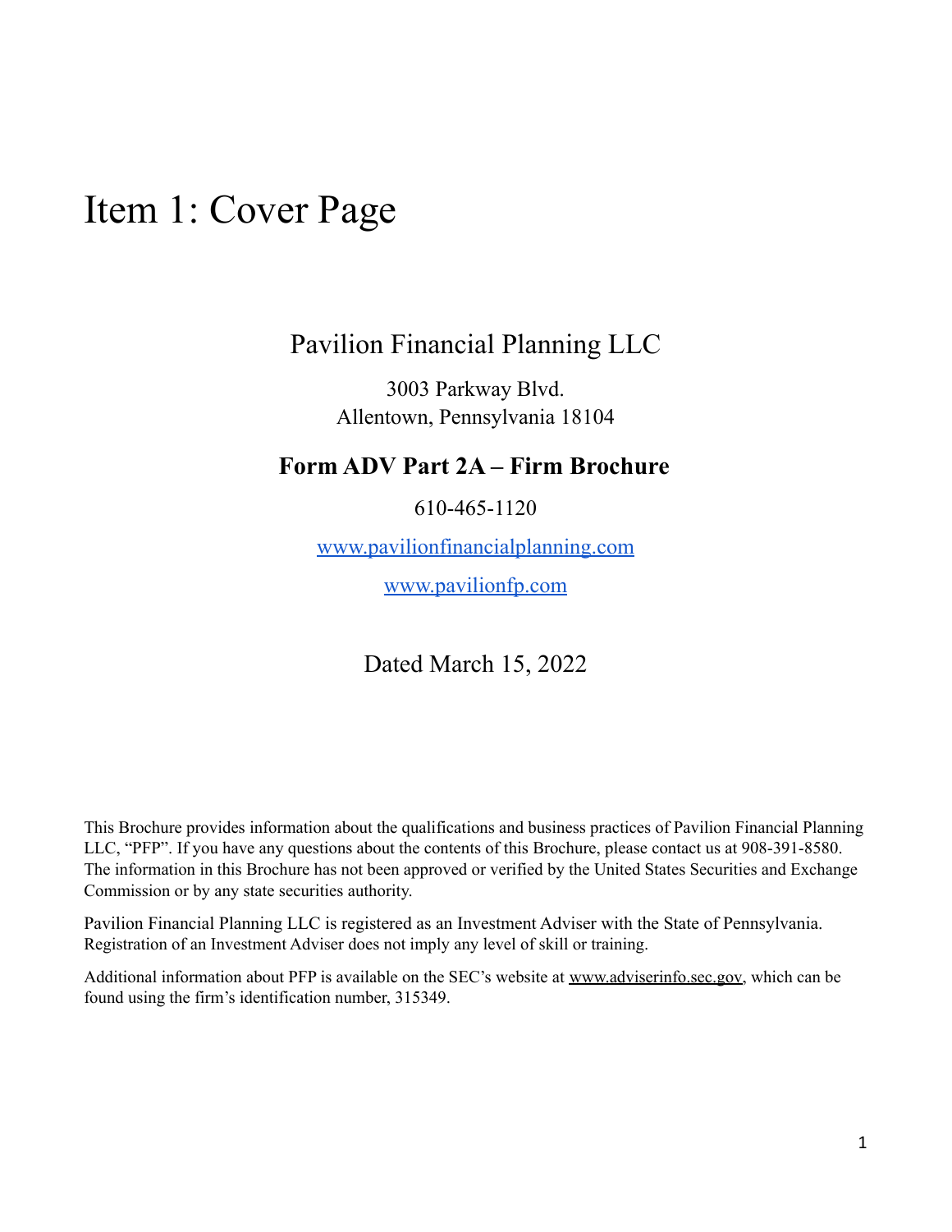# Item 1: Cover Page

## Pavilion Financial Planning LLC

3003 Parkway Blvd.
Allentown, Pennsylvania 18104

**Form ADV Part 2A – Firm Brochure**

610-465-1120

www.pavilionfinancialplanning.com

www.pavilionfp.com

Dated March 15, 2022

This Brochure provides information about the qualifications and business practices of Pavilion Financial Planning LLC, "PFP". If you have any questions about the contents of this Brochure, please contact us at 908-391-8580. The information in this Brochure has not been approved or verified by the United States Securities and Exchange Commission or by any state securities authority.

Pavilion Financial Planning LLC is registered as an Investment Adviser with the State of Pennsylvania. Registration of an Investment Adviser does not imply any level of skill or training.

Additional information about PFP is available on the SEC's website at www.adviserinfo.sec.gov, which can be found using the firm's identification number, 315349.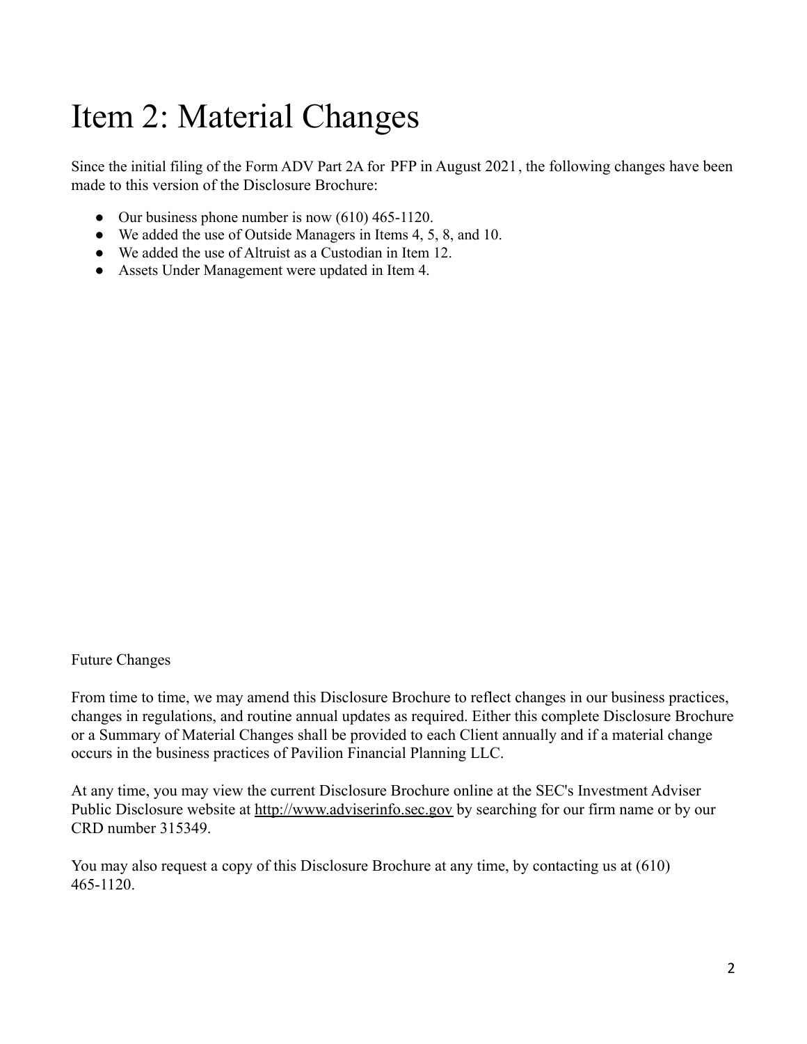# Item 2: Material Changes

Since the initial filing of the Form ADV Part 2A for PFP in August 2021, the following changes have been made to this version of the Disclosure Brochure:

- Our business phone number is now (610) 465-1120.
- We added the use of Outside Managers in Items 4, 5, 8, and 10.
- We added the use of Altruist as a Custodian in Item 12.
- Assets Under Management were updated in Item 4.

Future Changes

From time to time, we may amend this Disclosure Brochure to reflect changes in our business practices, changes in regulations, and routine annual updates as required. Either this complete Disclosure Brochure or a Summary of Material Changes shall be provided to each Client annually and if a material change occurs in the business practices of Pavilion Financial Planning LLC.

At any time, you may view the current Disclosure Brochure online at the SEC's Investment Adviser Public Disclosure website at http://www.adviserinfo.sec.gov by searching for our firm name or by our CRD number 315349.

You may also request a copy of this Disclosure Brochure at any time, by contacting us at (610) 465-1120.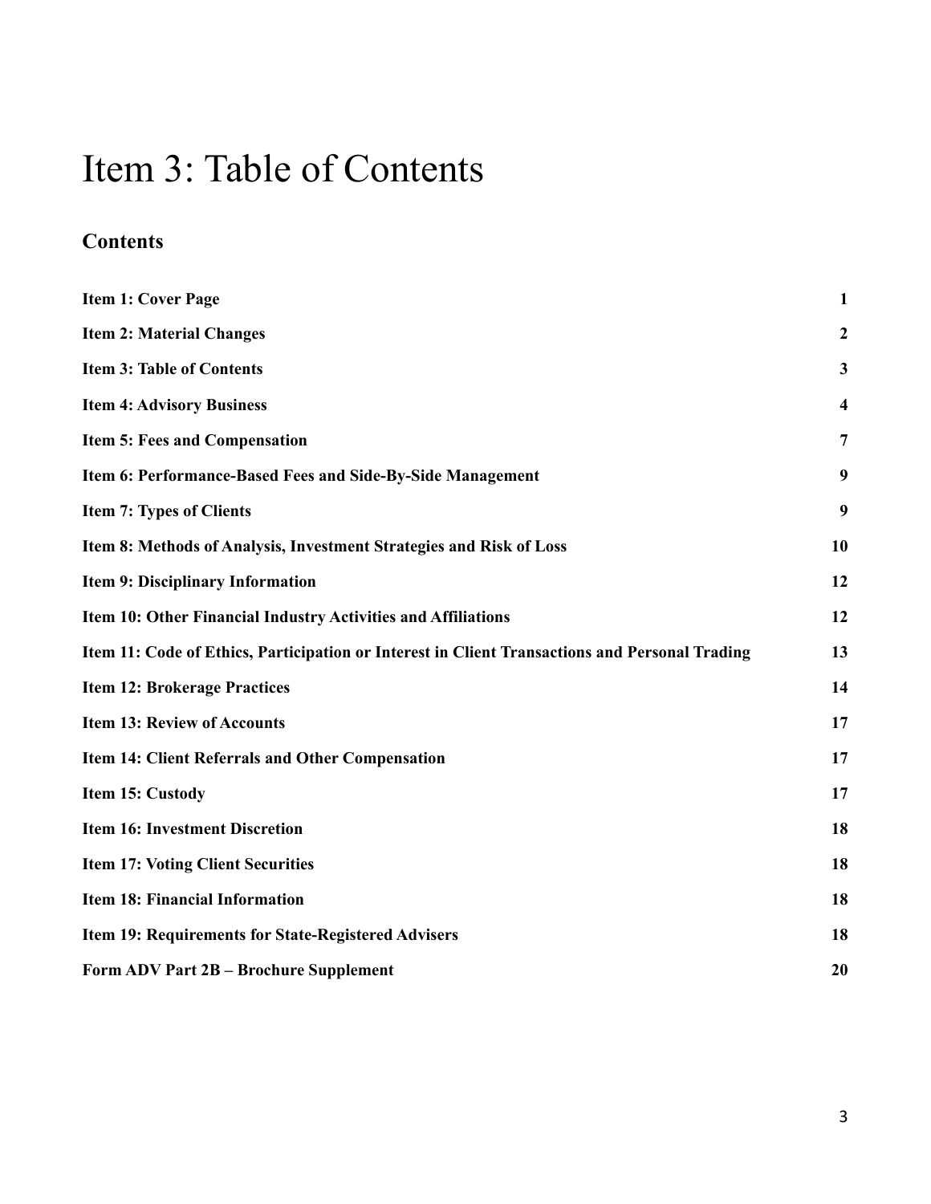# Item 3: Table of Contents

## Contents

| | |
|---|---|
| **Item 1: Cover Page** | **1** |
| **Item 2: Material Changes** | **2** |
| **Item 3: Table of Contents** | **3** |
| **Item 4: Advisory Business** | **4** |
| **Item 5: Fees and Compensation** | **7** |
| **Item 6: Performance-Based Fees and Side-By-Side Management** | **9** |
| **Item 7: Types of Clients** | **9** |
| **Item 8: Methods of Analysis, Investment Strategies and Risk of Loss** | **10** |
| **Item 9: Disciplinary Information** | **12** |
| **Item 10: Other Financial Industry Activities and Affiliations** | **12** |
| **Item 11: Code of Ethics, Participation or Interest in Client Transactions and Personal Trading** | **13** |
| **Item 12: Brokerage Practices** | **14** |
| **Item 13: Review of Accounts** | **17** |
| **Item 14: Client Referrals and Other Compensation** | **17** |
| **Item 15: Custody** | **17** |
| **Item 16: Investment Discretion** | **18** |
| **Item 17: Voting Client Securities** | **18** |
| **Item 18: Financial Information** | **18** |
| **Item 19: Requirements for State-Registered Advisers** | **18** |
| **Form ADV Part 2B – Brochure Supplement** | **20** |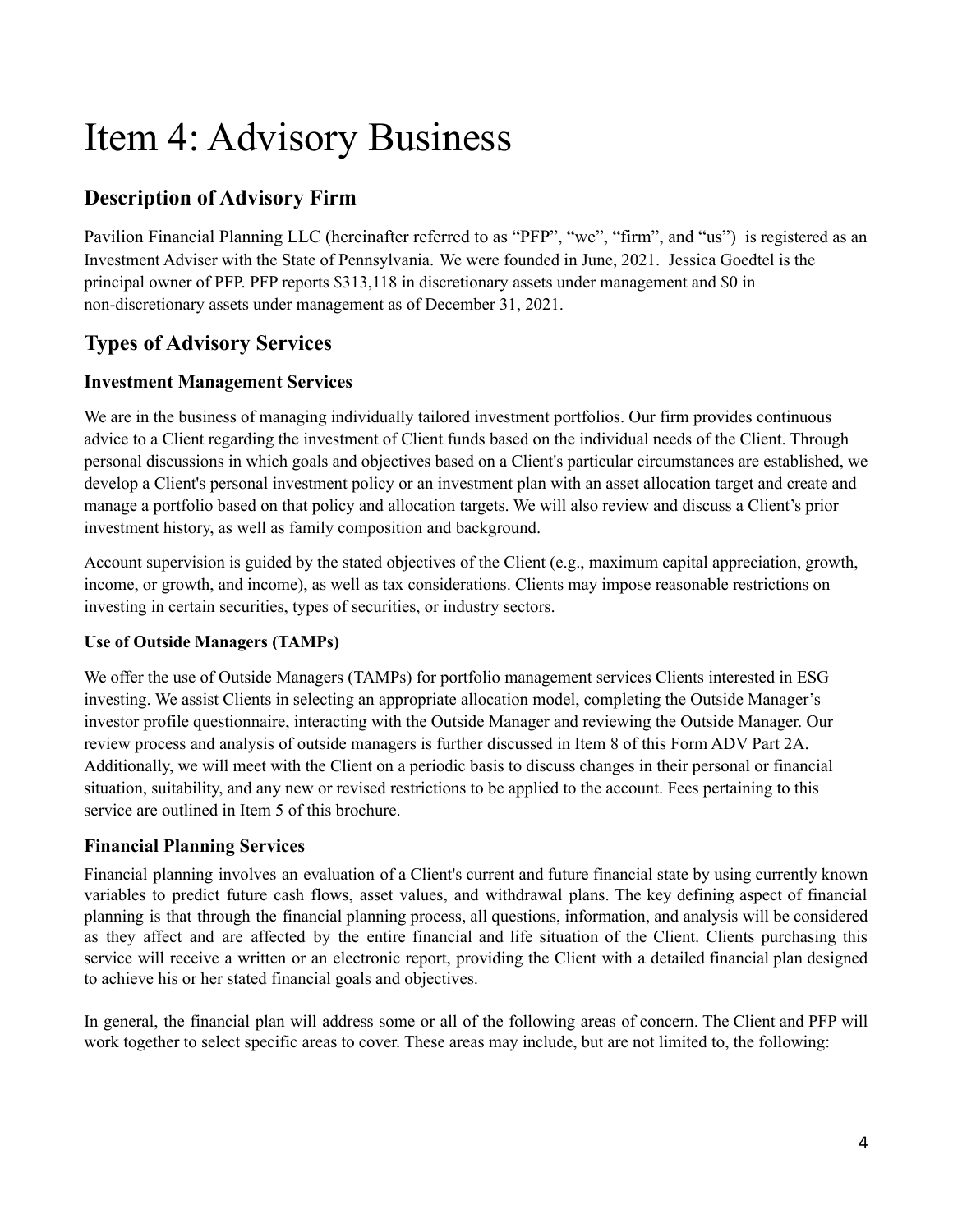# Item 4: Advisory Business

## Description of Advisory Firm

Pavilion Financial Planning LLC (hereinafter referred to as "PFP", "we", "firm", and "us") is registered as an Investment Adviser with the State of Pennsylvania. We were founded in June, 2021. Jessica Goedtel is the principal owner of PFP. PFP reports $313,118 in discretionary assets under management and $0 in non-discretionary assets under management as of December 31, 2021.

## Types of Advisory Services

### Investment Management Services

We are in the business of managing individually tailored investment portfolios. Our firm provides continuous advice to a Client regarding the investment of Client funds based on the individual needs of the Client. Through personal discussions in which goals and objectives based on a Client's particular circumstances are established, we develop a Client's personal investment policy or an investment plan with an asset allocation target and create and manage a portfolio based on that policy and allocation targets. We will also review and discuss a Client's prior investment history, as well as family composition and background.

Account supervision is guided by the stated objectives of the Client (e.g., maximum capital appreciation, growth, income, or growth, and income), as well as tax considerations. Clients may impose reasonable restrictions on investing in certain securities, types of securities, or industry sectors.

#### Use of Outside Managers (TAMPs)

We offer the use of Outside Managers (TAMPs) for portfolio management services Clients interested in ESG investing. We assist Clients in selecting an appropriate allocation model, completing the Outside Manager's investor profile questionnaire, interacting with the Outside Manager and reviewing the Outside Manager. Our review process and analysis of outside managers is further discussed in Item 8 of this Form ADV Part 2A. Additionally, we will meet with the Client on a periodic basis to discuss changes in their personal or financial situation, suitability, and any new or revised restrictions to be applied to the account. Fees pertaining to this service are outlined in Item 5 of this brochure.

### Financial Planning Services

Financial planning involves an evaluation of a Client's current and future financial state by using currently known variables to predict future cash flows, asset values, and withdrawal plans. The key defining aspect of financial planning is that through the financial planning process, all questions, information, and analysis will be considered as they affect and are affected by the entire financial and life situation of the Client. Clients purchasing this service will receive a written or an electronic report, providing the Client with a detailed financial plan designed to achieve his or her stated financial goals and objectives.

In general, the financial plan will address some or all of the following areas of concern. The Client and PFP will work together to select specific areas to cover. These areas may include, but are not limited to, the following: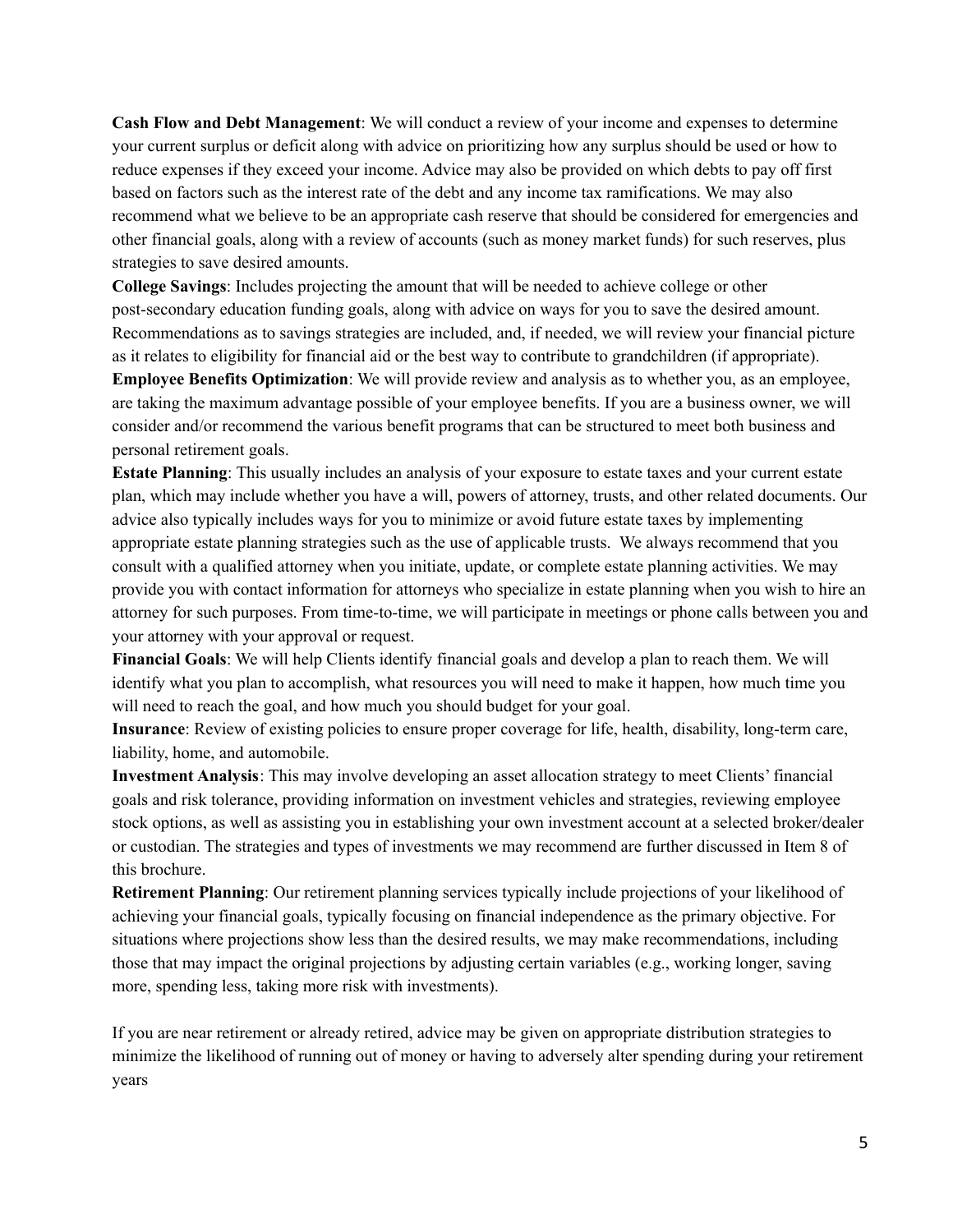**Cash Flow and Debt Management**: We will conduct a review of your income and expenses to determine your current surplus or deficit along with advice on prioritizing how any surplus should be used or how to reduce expenses if they exceed your income. Advice may also be provided on which debts to pay off first based on factors such as the interest rate of the debt and any income tax ramifications. We may also recommend what we believe to be an appropriate cash reserve that should be considered for emergencies and other financial goals, along with a review of accounts (such as money market funds) for such reserves, plus strategies to save desired amounts.

**College Savings**: Includes projecting the amount that will be needed to achieve college or other post-secondary education funding goals, along with advice on ways for you to save the desired amount. Recommendations as to savings strategies are included, and, if needed, we will review your financial picture as it relates to eligibility for financial aid or the best way to contribute to grandchildren (if appropriate).

**Employee Benefits Optimization**: We will provide review and analysis as to whether you, as an employee, are taking the maximum advantage possible of your employee benefits. If you are a business owner, we will consider and/or recommend the various benefit programs that can be structured to meet both business and personal retirement goals.

**Estate Planning**: This usually includes an analysis of your exposure to estate taxes and your current estate plan, which may include whether you have a will, powers of attorney, trusts, and other related documents. Our advice also typically includes ways for you to minimize or avoid future estate taxes by implementing appropriate estate planning strategies such as the use of applicable trusts. We always recommend that you consult with a qualified attorney when you initiate, update, or complete estate planning activities. We may provide you with contact information for attorneys who specialize in estate planning when you wish to hire an attorney for such purposes. From time-to-time, we will participate in meetings or phone calls between you and your attorney with your approval or request.

**Financial Goals**: We will help Clients identify financial goals and develop a plan to reach them. We will identify what you plan to accomplish, what resources you will need to make it happen, how much time you will need to reach the goal, and how much you should budget for your goal.

**Insurance**: Review of existing policies to ensure proper coverage for life, health, disability, long-term care, liability, home, and automobile.

**Investment Analysis**: This may involve developing an asset allocation strategy to meet Clients' financial goals and risk tolerance, providing information on investment vehicles and strategies, reviewing employee stock options, as well as assisting you in establishing your own investment account at a selected broker/dealer or custodian. The strategies and types of investments we may recommend are further discussed in Item 8 of this brochure.

**Retirement Planning**: Our retirement planning services typically include projections of your likelihood of achieving your financial goals, typically focusing on financial independence as the primary objective. For situations where projections show less than the desired results, we may make recommendations, including those that may impact the original projections by adjusting certain variables (e.g., working longer, saving more, spending less, taking more risk with investments).

If you are near retirement or already retired, advice may be given on appropriate distribution strategies to minimize the likelihood of running out of money or having to adversely alter spending during your retirement years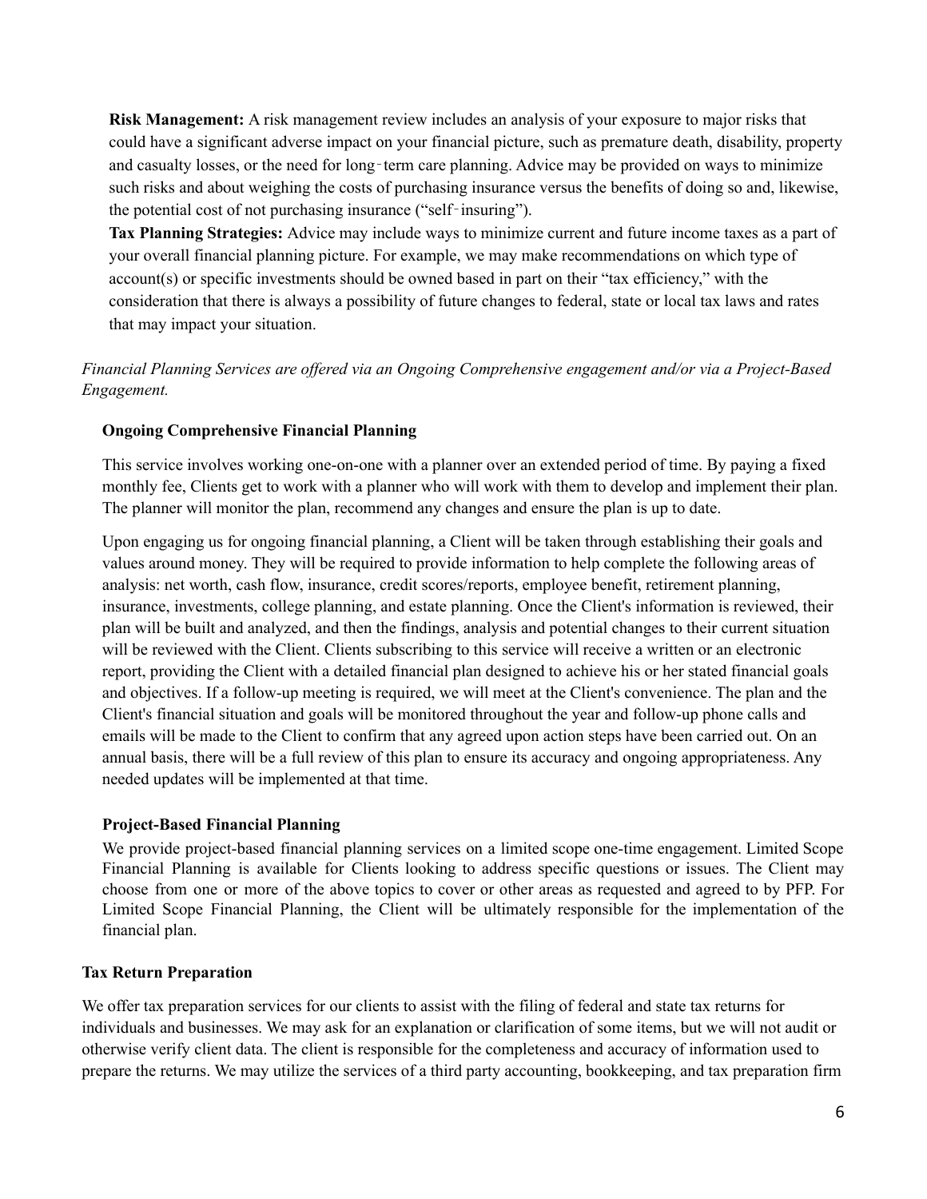**Risk Management:** A risk management review includes an analysis of your exposure to major risks that could have a significant adverse impact on your financial picture, such as premature death, disability, property and casualty losses, or the need for long‑term care planning. Advice may be provided on ways to minimize such risks and about weighing the costs of purchasing insurance versus the benefits of doing so and, likewise, the potential cost of not purchasing insurance ("self‑insuring").

**Tax Planning Strategies:** Advice may include ways to minimize current and future income taxes as a part of your overall financial planning picture. For example, we may make recommendations on which type of account(s) or specific investments should be owned based in part on their "tax efficiency," with the consideration that there is always a possibility of future changes to federal, state or local tax laws and rates that may impact your situation.

*Financial Planning Services are offered via an Ongoing Comprehensive engagement and/or via a Project-Based Engagement.*

**Ongoing Comprehensive Financial Planning**

This service involves working one-on-one with a planner over an extended period of time. By paying a fixed monthly fee, Clients get to work with a planner who will work with them to develop and implement their plan. The planner will monitor the plan, recommend any changes and ensure the plan is up to date.

Upon engaging us for ongoing financial planning, a Client will be taken through establishing their goals and values around money. They will be required to provide information to help complete the following areas of analysis: net worth, cash flow, insurance, credit scores/reports, employee benefit, retirement planning, insurance, investments, college planning, and estate planning. Once the Client's information is reviewed, their plan will be built and analyzed, and then the findings, analysis and potential changes to their current situation will be reviewed with the Client. Clients subscribing to this service will receive a written or an electronic report, providing the Client with a detailed financial plan designed to achieve his or her stated financial goals and objectives. If a follow-up meeting is required, we will meet at the Client's convenience. The plan and the Client's financial situation and goals will be monitored throughout the year and follow-up phone calls and emails will be made to the Client to confirm that any agreed upon action steps have been carried out. On an annual basis, there will be a full review of this plan to ensure its accuracy and ongoing appropriateness. Any needed updates will be implemented at that time.

**Project-Based Financial Planning**

We provide project-based financial planning services on a limited scope one-time engagement. Limited Scope Financial Planning is available for Clients looking to address specific questions or issues. The Client may choose from one or more of the above topics to cover or other areas as requested and agreed to by PFP. For Limited Scope Financial Planning, the Client will be ultimately responsible for the implementation of the financial plan.

**Tax Return Preparation**

We offer tax preparation services for our clients to assist with the filing of federal and state tax returns for individuals and businesses. We may ask for an explanation or clarification of some items, but we will not audit or otherwise verify client data. The client is responsible for the completeness and accuracy of information used to prepare the returns. We may utilize the services of a third party accounting, bookkeeping, and tax preparation firm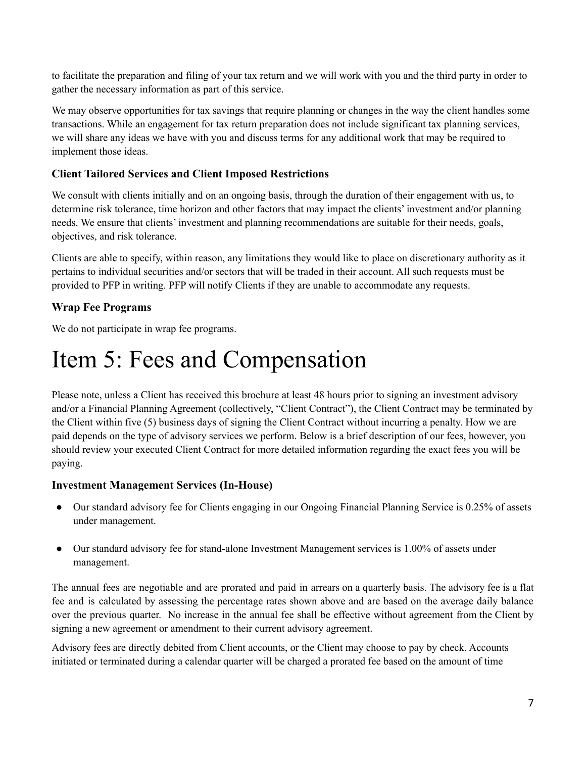to facilitate the preparation and filing of your tax return and we will work with you and the third party in order to gather the necessary information as part of this service.

We may observe opportunities for tax savings that require planning or changes in the way the client handles some transactions. While an engagement for tax return preparation does not include significant tax planning services, we will share any ideas we have with you and discuss terms for any additional work that may be required to implement those ideas.

### Client Tailored Services and Client Imposed Restrictions

We consult with clients initially and on an ongoing basis, through the duration of their engagement with us, to determine risk tolerance, time horizon and other factors that may impact the clients' investment and/or planning needs. We ensure that clients' investment and planning recommendations are suitable for their needs, goals, objectives, and risk tolerance.

Clients are able to specify, within reason, any limitations they would like to place on discretionary authority as it pertains to individual securities and/or sectors that will be traded in their account. All such requests must be provided to PFP in writing. PFP will notify Clients if they are unable to accommodate any requests.

### Wrap Fee Programs

We do not participate in wrap fee programs.

# Item 5: Fees and Compensation

Please note, unless a Client has received this brochure at least 48 hours prior to signing an investment advisory and/or a Financial Planning Agreement (collectively, "Client Contract"), the Client Contract may be terminated by the Client within five (5) business days of signing the Client Contract without incurring a penalty. How we are paid depends on the type of advisory services we perform. Below is a brief description of our fees, however, you should review your executed Client Contract for more detailed information regarding the exact fees you will be paying.

### Investment Management Services (In-House)

- Our standard advisory fee for Clients engaging in our Ongoing Financial Planning Service is 0.25% of assets under management.
- Our standard advisory fee for stand-alone Investment Management services is 1.00% of assets under management.

The annual fees are negotiable and are prorated and paid in arrears on a quarterly basis. The advisory fee is a flat fee and is calculated by assessing the percentage rates shown above and are based on the average daily balance over the previous quarter. No increase in the annual fee shall be effective without agreement from the Client by signing a new agreement or amendment to their current advisory agreement.

Advisory fees are directly debited from Client accounts, or the Client may choose to pay by check. Accounts initiated or terminated during a calendar quarter will be charged a prorated fee based on the amount of time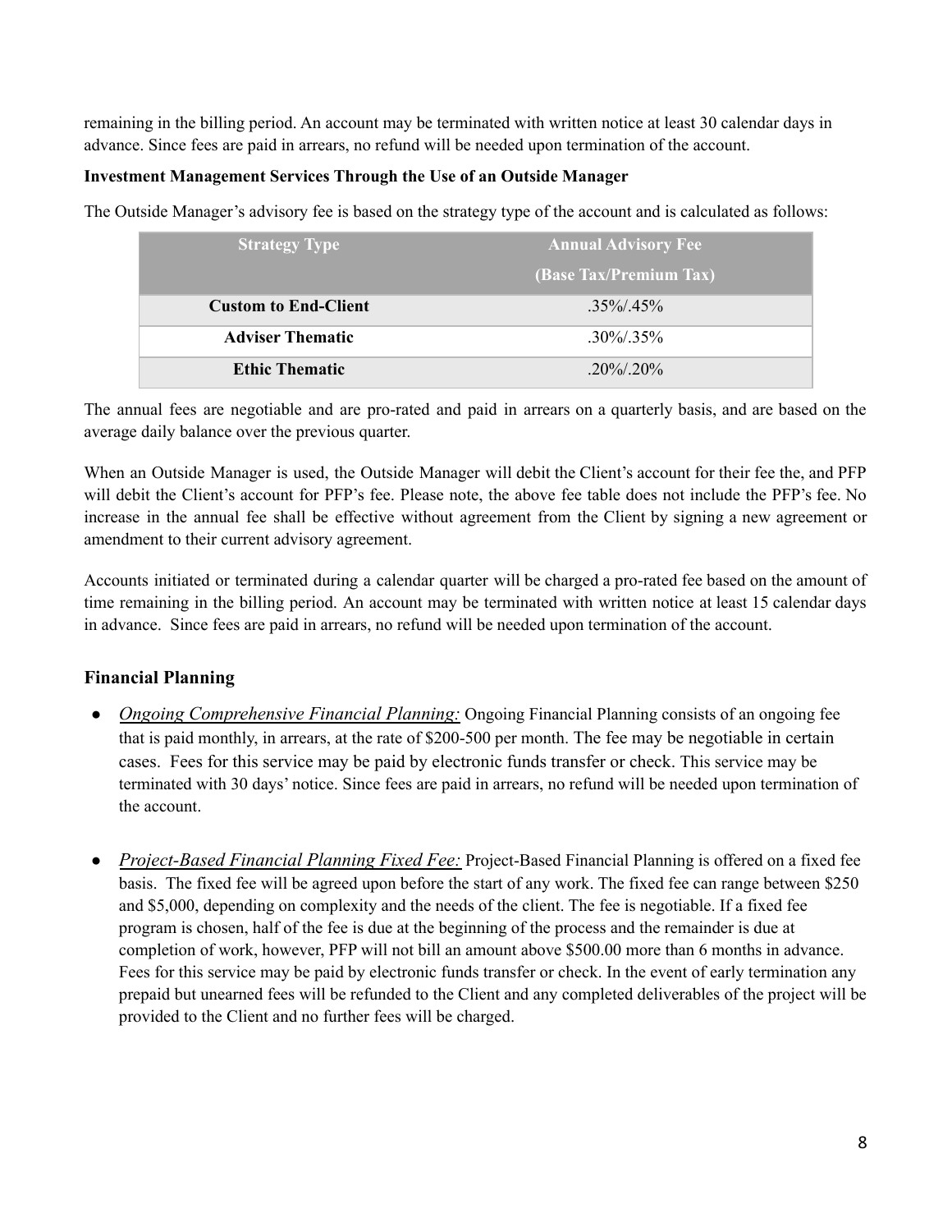remaining in the billing period. An account may be terminated with written notice at least 30 calendar days in advance. Since fees are paid in arrears, no refund will be needed upon termination of the account.

**Investment Management Services Through the Use of an Outside Manager**

The Outside Manager's advisory fee is based on the strategy type of the account and is calculated as follows:

| Strategy Type | Annual Advisory Fee (Base Tax/Premium Tax) |
|---|---|
| **Custom to End-Client** | .35%/.45% |
| **Adviser Thematic** | .30%/.35% |
| **Ethic Thematic** | .20%/.20% |

The annual fees are negotiable and are pro-rated and paid in arrears on a quarterly basis, and are based on the average daily balance over the previous quarter.

When an Outside Manager is used, the Outside Manager will debit the Client's account for their fee the, and PFP will debit the Client's account for PFP's fee. Please note, the above fee table does not include the PFP's fee. No increase in the annual fee shall be effective without agreement from the Client by signing a new agreement or amendment to their current advisory agreement.

Accounts initiated or terminated during a calendar quarter will be charged a pro-rated fee based on the amount of time remaining in the billing period. An account may be terminated with written notice at least 15 calendar days in advance. Since fees are paid in arrears, no refund will be needed upon termination of the account.

## Financial Planning

- *Ongoing Comprehensive Financial Planning:* Ongoing Financial Planning consists of an ongoing fee that is paid monthly, in arrears, at the rate of $200-500 per month. The fee may be negotiable in certain cases. Fees for this service may be paid by electronic funds transfer or check. This service may be terminated with 30 days' notice. Since fees are paid in arrears, no refund will be needed upon termination of the account.

- *Project-Based Financial Planning Fixed Fee:* Project-Based Financial Planning is offered on a fixed fee basis. The fixed fee will be agreed upon before the start of any work. The fixed fee can range between $250 and $5,000, depending on complexity and the needs of the client. The fee is negotiable. If a fixed fee program is chosen, half of the fee is due at the beginning of the process and the remainder is due at completion of work, however, PFP will not bill an amount above $500.00 more than 6 months in advance. Fees for this service may be paid by electronic funds transfer or check. In the event of early termination any prepaid but unearned fees will be refunded to the Client and any completed deliverables of the project will be provided to the Client and no further fees will be charged.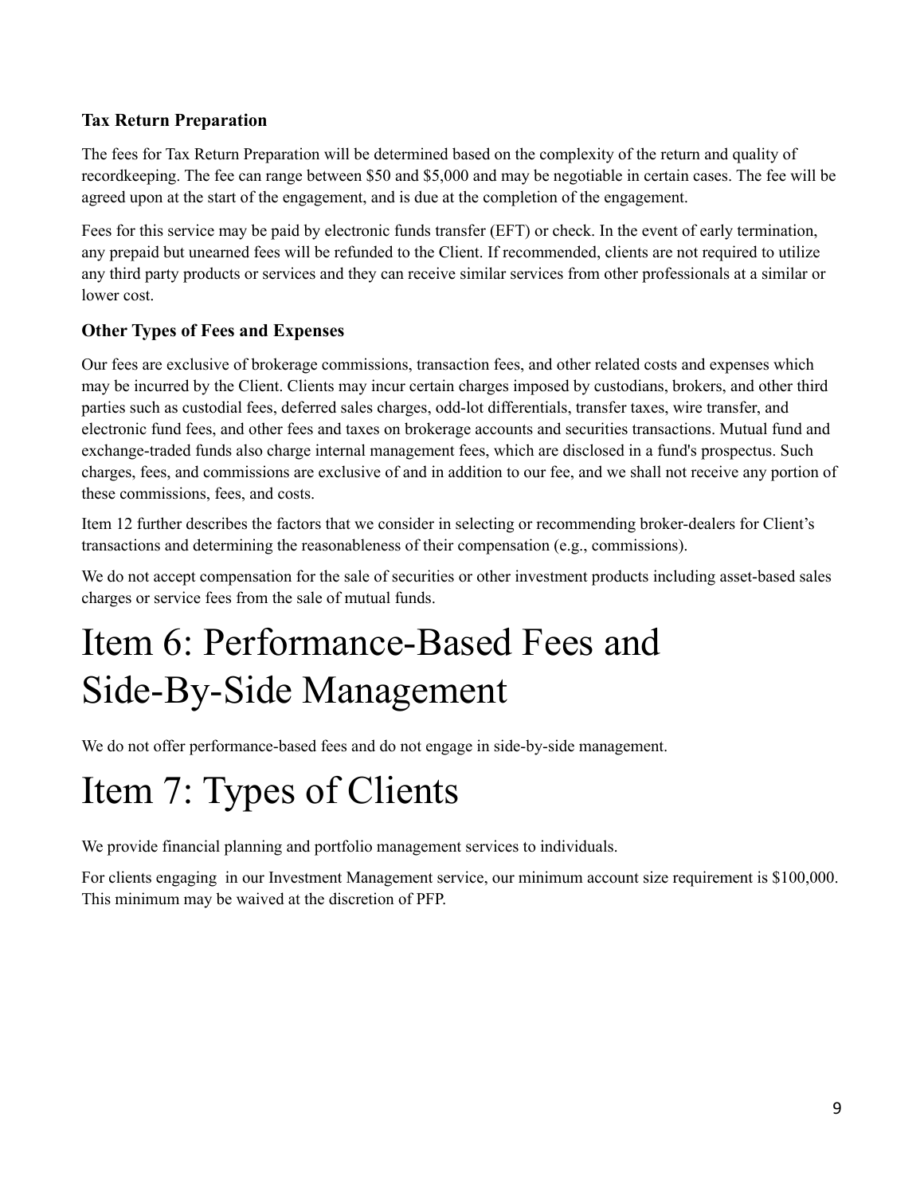### Tax Return Preparation

The fees for Tax Return Preparation will be determined based on the complexity of the return and quality of recordkeeping. The fee can range between $50 and $5,000 and may be negotiable in certain cases. The fee will be agreed upon at the start of the engagement, and is due at the completion of the engagement.

Fees for this service may be paid by electronic funds transfer (EFT) or check. In the event of early termination, any prepaid but unearned fees will be refunded to the Client. If recommended, clients are not required to utilize any third party products or services and they can receive similar services from other professionals at a similar or lower cost.

### Other Types of Fees and Expenses

Our fees are exclusive of brokerage commissions, transaction fees, and other related costs and expenses which may be incurred by the Client. Clients may incur certain charges imposed by custodians, brokers, and other third parties such as custodial fees, deferred sales charges, odd-lot differentials, transfer taxes, wire transfer, and electronic fund fees, and other fees and taxes on brokerage accounts and securities transactions. Mutual fund and exchange-traded funds also charge internal management fees, which are disclosed in a fund's prospectus. Such charges, fees, and commissions are exclusive of and in addition to our fee, and we shall not receive any portion of these commissions, fees, and costs.

Item 12 further describes the factors that we consider in selecting or recommending broker-dealers for Client's transactions and determining the reasonableness of their compensation (e.g., commissions).

We do not accept compensation for the sale of securities or other investment products including asset-based sales charges or service fees from the sale of mutual funds.

# Item 6: Performance-Based Fees and Side-By-Side Management

We do not offer performance-based fees and do not engage in side-by-side management.

# Item 7: Types of Clients

We provide financial planning and portfolio management services to individuals.

For clients engaging in our Investment Management service, our minimum account size requirement is $100,000. This minimum may be waived at the discretion of PFP.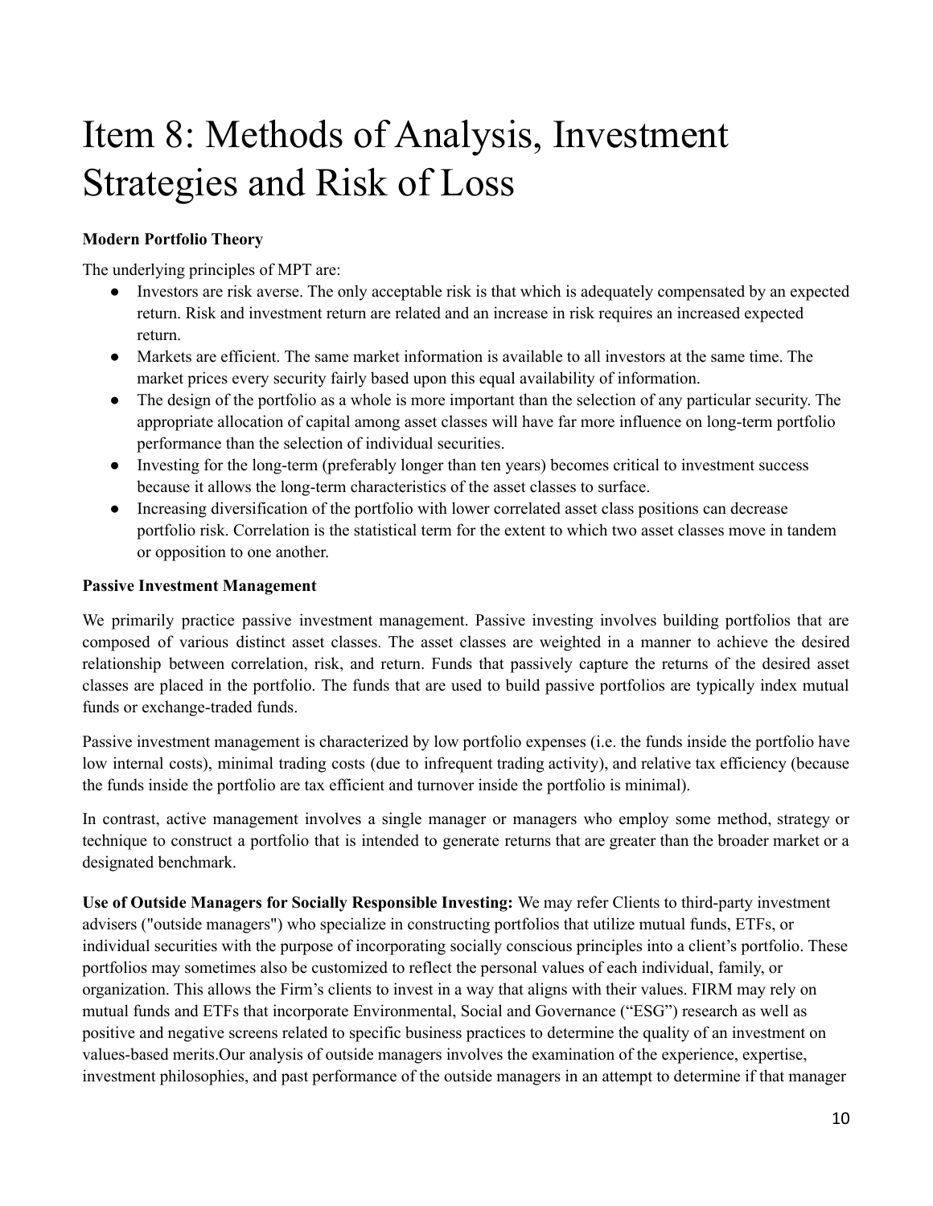# Item 8: Methods of Analysis, Investment Strategies and Risk of Loss

**Modern Portfolio Theory**

The underlying principles of MPT are:

- Investors are risk averse. The only acceptable risk is that which is adequately compensated by an expected return. Risk and investment return are related and an increase in risk requires an increased expected return.
- Markets are efficient. The same market information is available to all investors at the same time. The market prices every security fairly based upon this equal availability of information.
- The design of the portfolio as a whole is more important than the selection of any particular security. The appropriate allocation of capital among asset classes will have far more influence on long-term portfolio performance than the selection of individual securities.
- Investing for the long-term (preferably longer than ten years) becomes critical to investment success because it allows the long-term characteristics of the asset classes to surface.
- Increasing diversification of the portfolio with lower correlated asset class positions can decrease portfolio risk. Correlation is the statistical term for the extent to which two asset classes move in tandem or opposition to one another.

**Passive Investment Management**

We primarily practice passive investment management. Passive investing involves building portfolios that are composed of various distinct asset classes. The asset classes are weighted in a manner to achieve the desired relationship between correlation, risk, and return. Funds that passively capture the returns of the desired asset classes are placed in the portfolio. The funds that are used to build passive portfolios are typically index mutual funds or exchange-traded funds.

Passive investment management is characterized by low portfolio expenses (i.e. the funds inside the portfolio have low internal costs), minimal trading costs (due to infrequent trading activity), and relative tax efficiency (because the funds inside the portfolio are tax efficient and turnover inside the portfolio is minimal).

In contrast, active management involves a single manager or managers who employ some method, strategy or technique to construct a portfolio that is intended to generate returns that are greater than the broader market or a designated benchmark.

**Use of Outside Managers for Socially Responsible Investing:** We may refer Clients to third-party investment advisers ("outside managers") who specialize in constructing portfolios that utilize mutual funds, ETFs, or individual securities with the purpose of incorporating socially conscious principles into a client's portfolio. These portfolios may sometimes also be customized to reflect the personal values of each individual, family, or organization. This allows the Firm's clients to invest in a way that aligns with their values. FIRM may rely on mutual funds and ETFs that incorporate Environmental, Social and Governance ("ESG") research as well as positive and negative screens related to specific business practices to determine the quality of an investment on values-based merits.Our analysis of outside managers involves the examination of the experience, expertise, investment philosophies, and past performance of the outside managers in an attempt to determine if that manager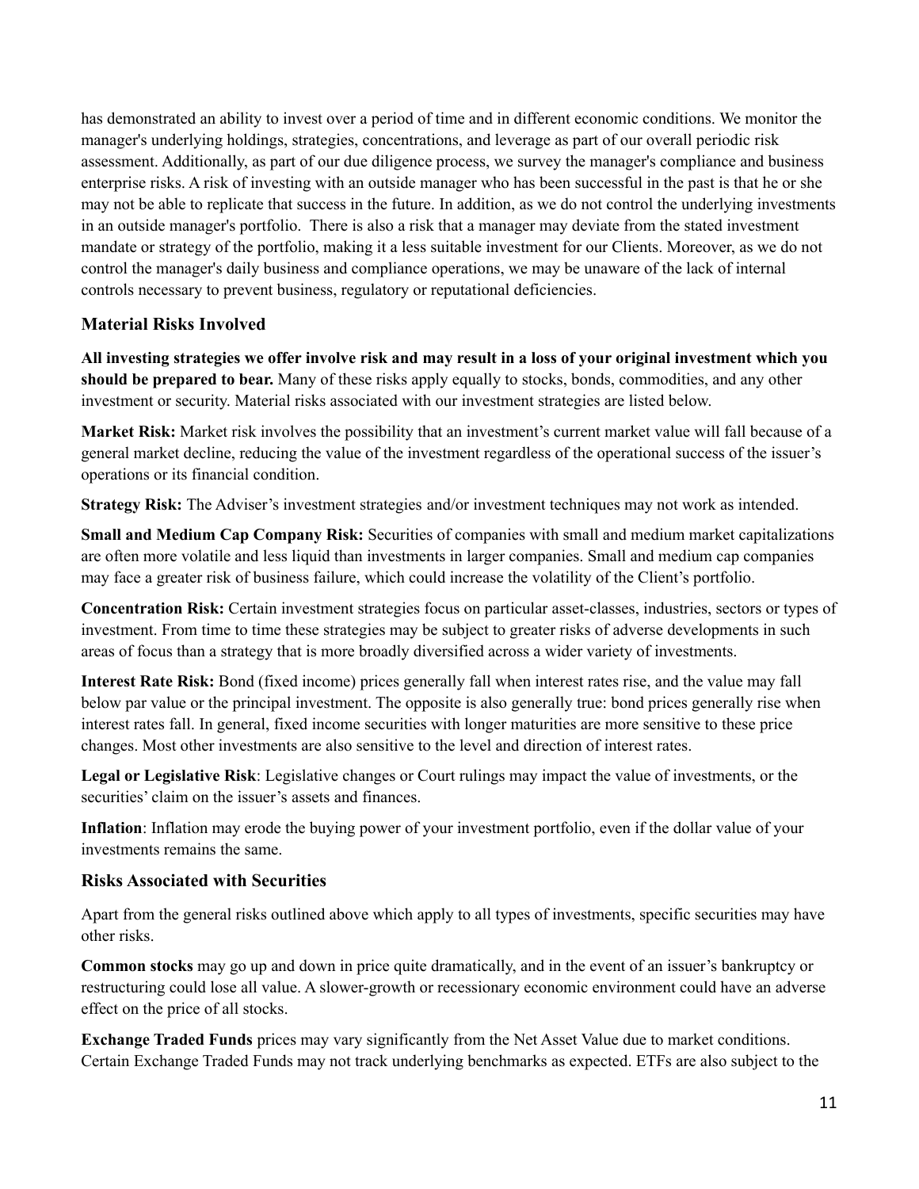has demonstrated an ability to invest over a period of time and in different economic conditions. We monitor the manager's underlying holdings, strategies, concentrations, and leverage as part of our overall periodic risk assessment. Additionally, as part of our due diligence process, we survey the manager's compliance and business enterprise risks. A risk of investing with an outside manager who has been successful in the past is that he or she may not be able to replicate that success in the future. In addition, as we do not control the underlying investments in an outside manager's portfolio. There is also a risk that a manager may deviate from the stated investment mandate or strategy of the portfolio, making it a less suitable investment for our Clients. Moreover, as we do not control the manager's daily business and compliance operations, we may be unaware of the lack of internal controls necessary to prevent business, regulatory or reputational deficiencies.

### Material Risks Involved

**All investing strategies we offer involve risk and may result in a loss of your original investment which you should be prepared to bear.** Many of these risks apply equally to stocks, bonds, commodities, and any other investment or security. Material risks associated with our investment strategies are listed below.

**Market Risk:** Market risk involves the possibility that an investment's current market value will fall because of a general market decline, reducing the value of the investment regardless of the operational success of the issuer's operations or its financial condition.

**Strategy Risk:** The Adviser's investment strategies and/or investment techniques may not work as intended.

**Small and Medium Cap Company Risk:** Securities of companies with small and medium market capitalizations are often more volatile and less liquid than investments in larger companies. Small and medium cap companies may face a greater risk of business failure, which could increase the volatility of the Client's portfolio.

**Concentration Risk:** Certain investment strategies focus on particular asset-classes, industries, sectors or types of investment. From time to time these strategies may be subject to greater risks of adverse developments in such areas of focus than a strategy that is more broadly diversified across a wider variety of investments.

**Interest Rate Risk:** Bond (fixed income) prices generally fall when interest rates rise, and the value may fall below par value or the principal investment. The opposite is also generally true: bond prices generally rise when interest rates fall. In general, fixed income securities with longer maturities are more sensitive to these price changes. Most other investments are also sensitive to the level and direction of interest rates.

**Legal or Legislative Risk**: Legislative changes or Court rulings may impact the value of investments, or the securities' claim on the issuer's assets and finances.

**Inflation**: Inflation may erode the buying power of your investment portfolio, even if the dollar value of your investments remains the same.

### Risks Associated with Securities

Apart from the general risks outlined above which apply to all types of investments, specific securities may have other risks.

**Common stocks** may go up and down in price quite dramatically, and in the event of an issuer's bankruptcy or restructuring could lose all value. A slower-growth or recessionary economic environment could have an adverse effect on the price of all stocks.

**Exchange Traded Funds** prices may vary significantly from the Net Asset Value due to market conditions. Certain Exchange Traded Funds may not track underlying benchmarks as expected. ETFs are also subject to the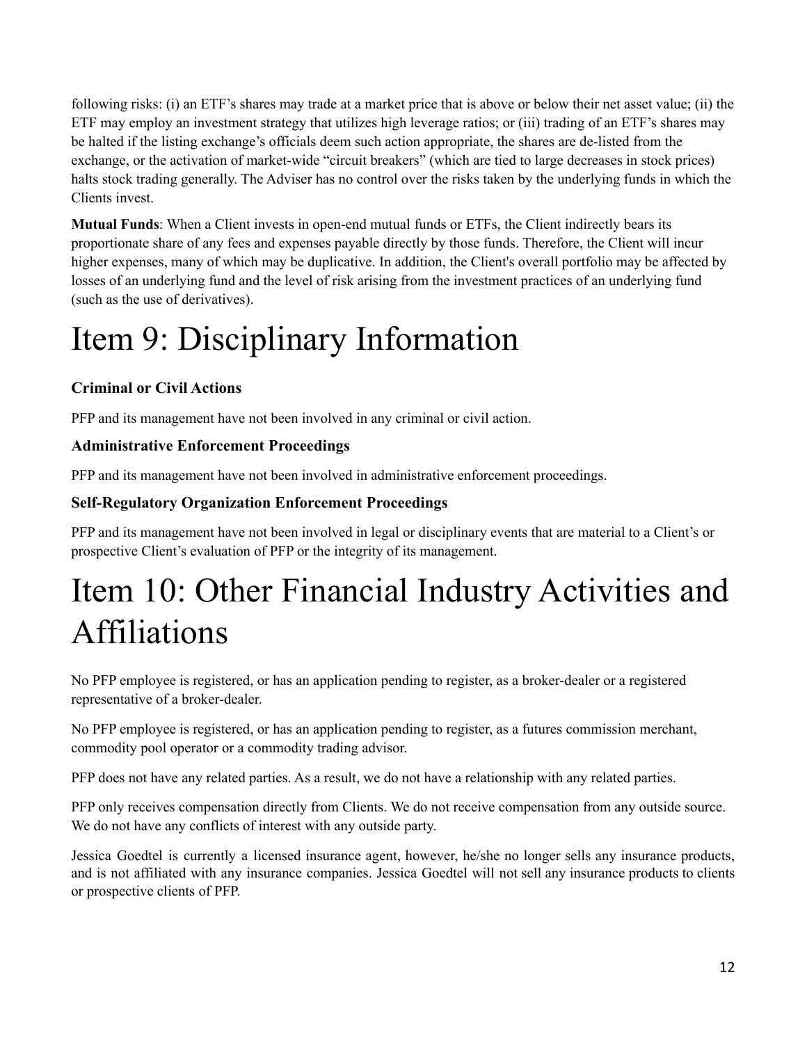following risks: (i) an ETF's shares may trade at a market price that is above or below their net asset value; (ii) the ETF may employ an investment strategy that utilizes high leverage ratios; or (iii) trading of an ETF's shares may be halted if the listing exchange's officials deem such action appropriate, the shares are de-listed from the exchange, or the activation of market-wide "circuit breakers" (which are tied to large decreases in stock prices) halts stock trading generally. The Adviser has no control over the risks taken by the underlying funds in which the Clients invest.

**Mutual Funds**: When a Client invests in open-end mutual funds or ETFs, the Client indirectly bears its proportionate share of any fees and expenses payable directly by those funds. Therefore, the Client will incur higher expenses, many of which may be duplicative. In addition, the Client's overall portfolio may be affected by losses of an underlying fund and the level of risk arising from the investment practices of an underlying fund (such as the use of derivatives).

# Item 9: Disciplinary Information

### Criminal or Civil Actions

PFP and its management have not been involved in any criminal or civil action.

### Administrative Enforcement Proceedings

PFP and its management have not been involved in administrative enforcement proceedings.

### Self-Regulatory Organization Enforcement Proceedings

PFP and its management have not been involved in legal or disciplinary events that are material to a Client's or prospective Client's evaluation of PFP or the integrity of its management.

# Item 10: Other Financial Industry Activities and Affiliations

No PFP employee is registered, or has an application pending to register, as a broker-dealer or a registered representative of a broker-dealer.

No PFP employee is registered, or has an application pending to register, as a futures commission merchant, commodity pool operator or a commodity trading advisor.

PFP does not have any related parties. As a result, we do not have a relationship with any related parties.

PFP only receives compensation directly from Clients. We do not receive compensation from any outside source. We do not have any conflicts of interest with any outside party.

Jessica Goedtel is currently a licensed insurance agent, however, he/she no longer sells any insurance products, and is not affiliated with any insurance companies. Jessica Goedtel will not sell any insurance products to clients or prospective clients of PFP.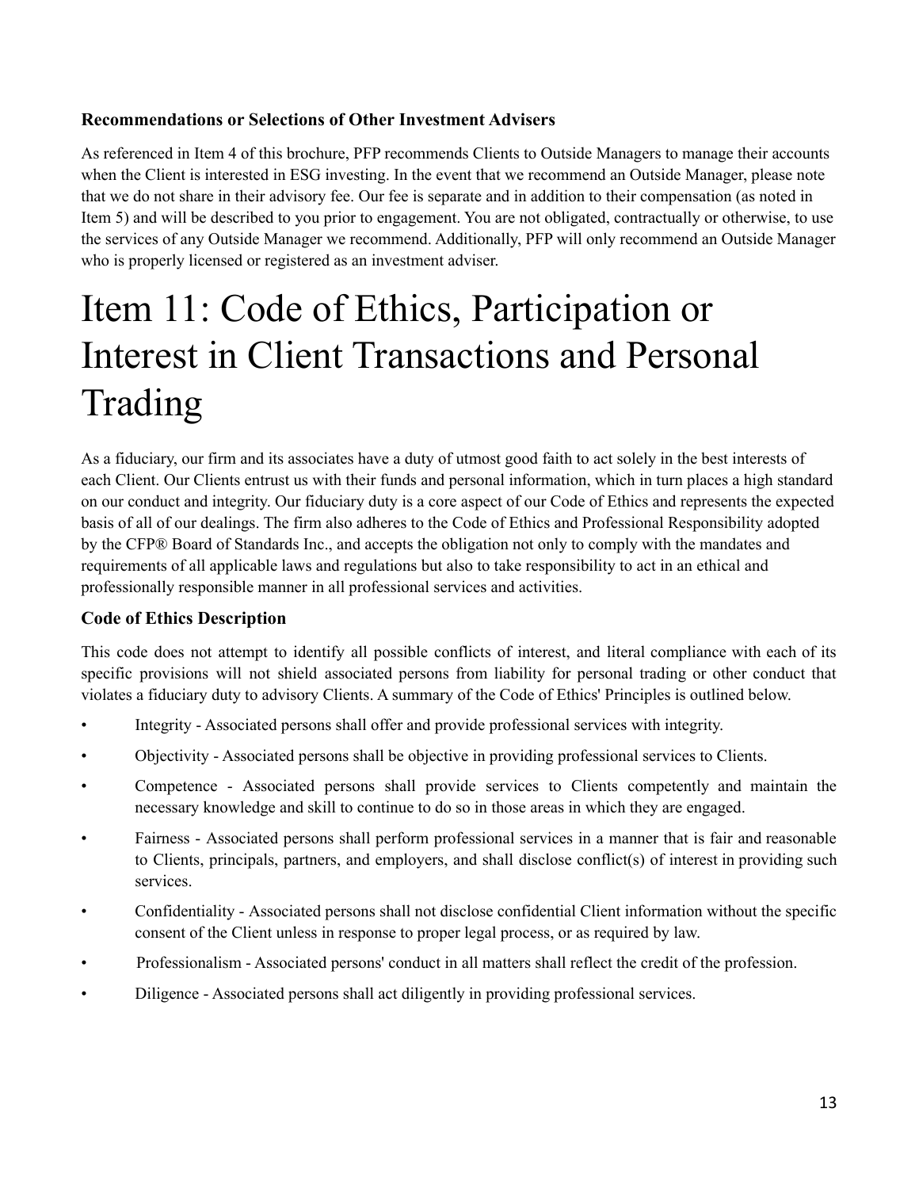### Recommendations or Selections of Other Investment Advisers

As referenced in Item 4 of this brochure, PFP recommends Clients to Outside Managers to manage their accounts when the Client is interested in ESG investing. In the event that we recommend an Outside Manager, please note that we do not share in their advisory fee. Our fee is separate and in addition to their compensation (as noted in Item 5) and will be described to you prior to engagement. You are not obligated, contractually or otherwise, to use the services of any Outside Manager we recommend. Additionally, PFP will only recommend an Outside Manager who is properly licensed or registered as an investment adviser.

# Item 11: Code of Ethics, Participation or Interest in Client Transactions and Personal Trading

As a fiduciary, our firm and its associates have a duty of utmost good faith to act solely in the best interests of each Client. Our Clients entrust us with their funds and personal information, which in turn places a high standard on our conduct and integrity. Our fiduciary duty is a core aspect of our Code of Ethics and represents the expected basis of all of our dealings. The firm also adheres to the Code of Ethics and Professional Responsibility adopted by the CFP® Board of Standards Inc., and accepts the obligation not only to comply with the mandates and requirements of all applicable laws and regulations but also to take responsibility to act in an ethical and professionally responsible manner in all professional services and activities.

### Code of Ethics Description

This code does not attempt to identify all possible conflicts of interest, and literal compliance with each of its specific provisions will not shield associated persons from liability for personal trading or other conduct that violates a fiduciary duty to advisory Clients. A summary of the Code of Ethics' Principles is outlined below.

- Integrity - Associated persons shall offer and provide professional services with integrity.
- Objectivity - Associated persons shall be objective in providing professional services to Clients.
- Competence - Associated persons shall provide services to Clients competently and maintain the necessary knowledge and skill to continue to do so in those areas in which they are engaged.
- Fairness - Associated persons shall perform professional services in a manner that is fair and reasonable to Clients, principals, partners, and employers, and shall disclose conflict(s) of interest in providing such services.
- Confidentiality - Associated persons shall not disclose confidential Client information without the specific consent of the Client unless in response to proper legal process, or as required by law.
- Professionalism - Associated persons' conduct in all matters shall reflect the credit of the profession.
- Diligence - Associated persons shall act diligently in providing professional services.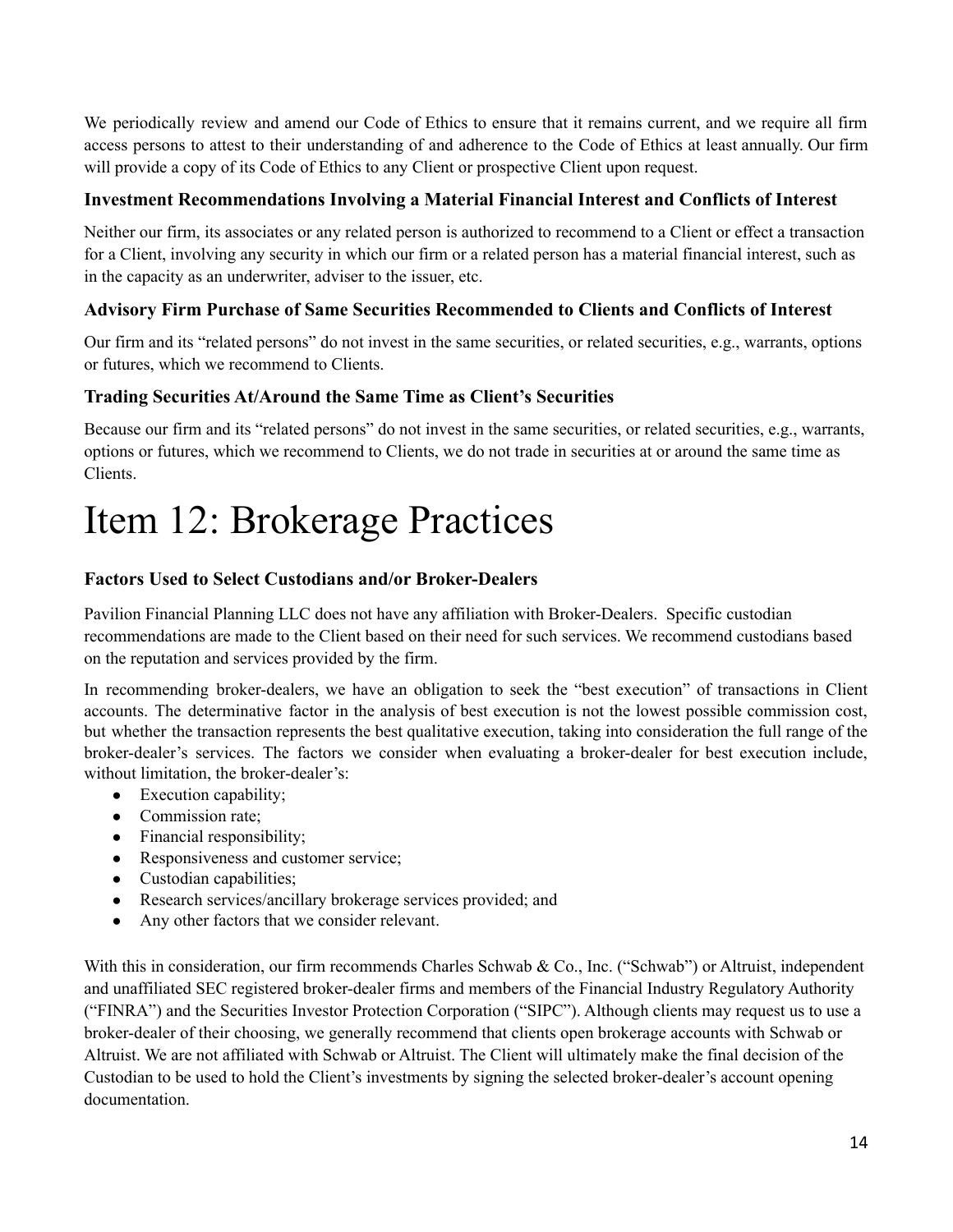We periodically review and amend our Code of Ethics to ensure that it remains current, and we require all firm access persons to attest to their understanding of and adherence to the Code of Ethics at least annually. Our firm will provide a copy of its Code of Ethics to any Client or prospective Client upon request.

### Investment Recommendations Involving a Material Financial Interest and Conflicts of Interest

Neither our firm, its associates or any related person is authorized to recommend to a Client or effect a transaction for a Client, involving any security in which our firm or a related person has a material financial interest, such as in the capacity as an underwriter, adviser to the issuer, etc.

### Advisory Firm Purchase of Same Securities Recommended to Clients and Conflicts of Interest

Our firm and its "related persons" do not invest in the same securities, or related securities, e.g., warrants, options or futures, which we recommend to Clients.

### Trading Securities At/Around the Same Time as Client's Securities

Because our firm and its "related persons" do not invest in the same securities, or related securities, e.g., warrants, options or futures, which we recommend to Clients, we do not trade in securities at or around the same time as Clients.

# Item 12: Brokerage Practices

### Factors Used to Select Custodians and/or Broker-Dealers

Pavilion Financial Planning LLC does not have any affiliation with Broker-Dealers. Specific custodian recommendations are made to the Client based on their need for such services. We recommend custodians based on the reputation and services provided by the firm.

In recommending broker-dealers, we have an obligation to seek the "best execution" of transactions in Client accounts. The determinative factor in the analysis of best execution is not the lowest possible commission cost, but whether the transaction represents the best qualitative execution, taking into consideration the full range of the broker-dealer's services. The factors we consider when evaluating a broker-dealer for best execution include, without limitation, the broker-dealer's:

- Execution capability;
- Commission rate;
- Financial responsibility;
- Responsiveness and customer service;
- Custodian capabilities;
- Research services/ancillary brokerage services provided; and
- Any other factors that we consider relevant.

With this in consideration, our firm recommends Charles Schwab & Co., Inc. ("Schwab") or Altruist, independent and unaffiliated SEC registered broker-dealer firms and members of the Financial Industry Regulatory Authority ("FINRA") and the Securities Investor Protection Corporation ("SIPC"). Although clients may request us to use a broker-dealer of their choosing, we generally recommend that clients open brokerage accounts with Schwab or Altruist. We are not affiliated with Schwab or Altruist. The Client will ultimately make the final decision of the Custodian to be used to hold the Client's investments by signing the selected broker-dealer's account opening documentation.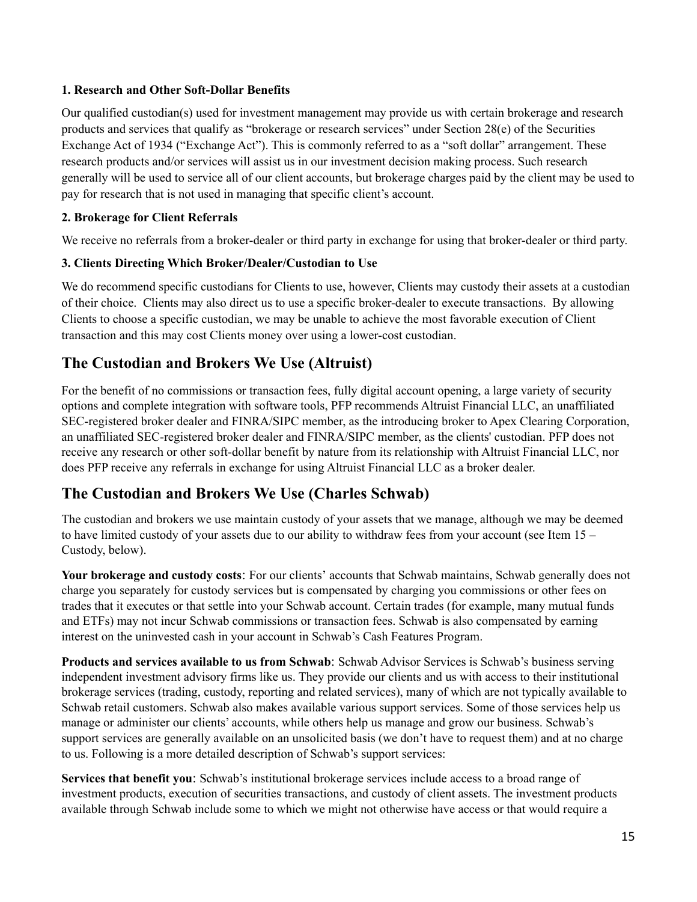**1. Research and Other Soft-Dollar Benefits**

Our qualified custodian(s) used for investment management may provide us with certain brokerage and research products and services that qualify as "brokerage or research services" under Section 28(e) of the Securities Exchange Act of 1934 ("Exchange Act"). This is commonly referred to as a "soft dollar" arrangement. These research products and/or services will assist us in our investment decision making process. Such research generally will be used to service all of our client accounts, but brokerage charges paid by the client may be used to pay for research that is not used in managing that specific client's account.

**2. Brokerage for Client Referrals**

We receive no referrals from a broker-dealer or third party in exchange for using that broker-dealer or third party.

**3. Clients Directing Which Broker/Dealer/Custodian to Use**

We do recommend specific custodians for Clients to use, however, Clients may custody their assets at a custodian of their choice. Clients may also direct us to use a specific broker-dealer to execute transactions. By allowing Clients to choose a specific custodian, we may be unable to achieve the most favorable execution of Client transaction and this may cost Clients money over using a lower-cost custodian.

## The Custodian and Brokers We Use (Altruist)

For the benefit of no commissions or transaction fees, fully digital account opening, a large variety of security options and complete integration with software tools, PFP recommends Altruist Financial LLC, an unaffiliated SEC-registered broker dealer and FINRA/SIPC member, as the introducing broker to Apex Clearing Corporation, an unaffiliated SEC-registered broker dealer and FINRA/SIPC member, as the clients' custodian. PFP does not receive any research or other soft-dollar benefit by nature from its relationship with Altruist Financial LLC, nor does PFP receive any referrals in exchange for using Altruist Financial LLC as a broker dealer.

## The Custodian and Brokers We Use (Charles Schwab)

The custodian and brokers we use maintain custody of your assets that we manage, although we may be deemed to have limited custody of your assets due to our ability to withdraw fees from your account (see Item 15 – Custody, below).

**Your brokerage and custody costs**: For our clients' accounts that Schwab maintains, Schwab generally does not charge you separately for custody services but is compensated by charging you commissions or other fees on trades that it executes or that settle into your Schwab account. Certain trades (for example, many mutual funds and ETFs) may not incur Schwab commissions or transaction fees. Schwab is also compensated by earning interest on the uninvested cash in your account in Schwab's Cash Features Program.

**Products and services available to us from Schwab**: Schwab Advisor Services is Schwab's business serving independent investment advisory firms like us. They provide our clients and us with access to their institutional brokerage services (trading, custody, reporting and related services), many of which are not typically available to Schwab retail customers. Schwab also makes available various support services. Some of those services help us manage or administer our clients' accounts, while others help us manage and grow our business. Schwab's support services are generally available on an unsolicited basis (we don't have to request them) and at no charge to us. Following is a more detailed description of Schwab's support services:

**Services that benefit you**: Schwab's institutional brokerage services include access to a broad range of investment products, execution of securities transactions, and custody of client assets. The investment products available through Schwab include some to which we might not otherwise have access or that would require a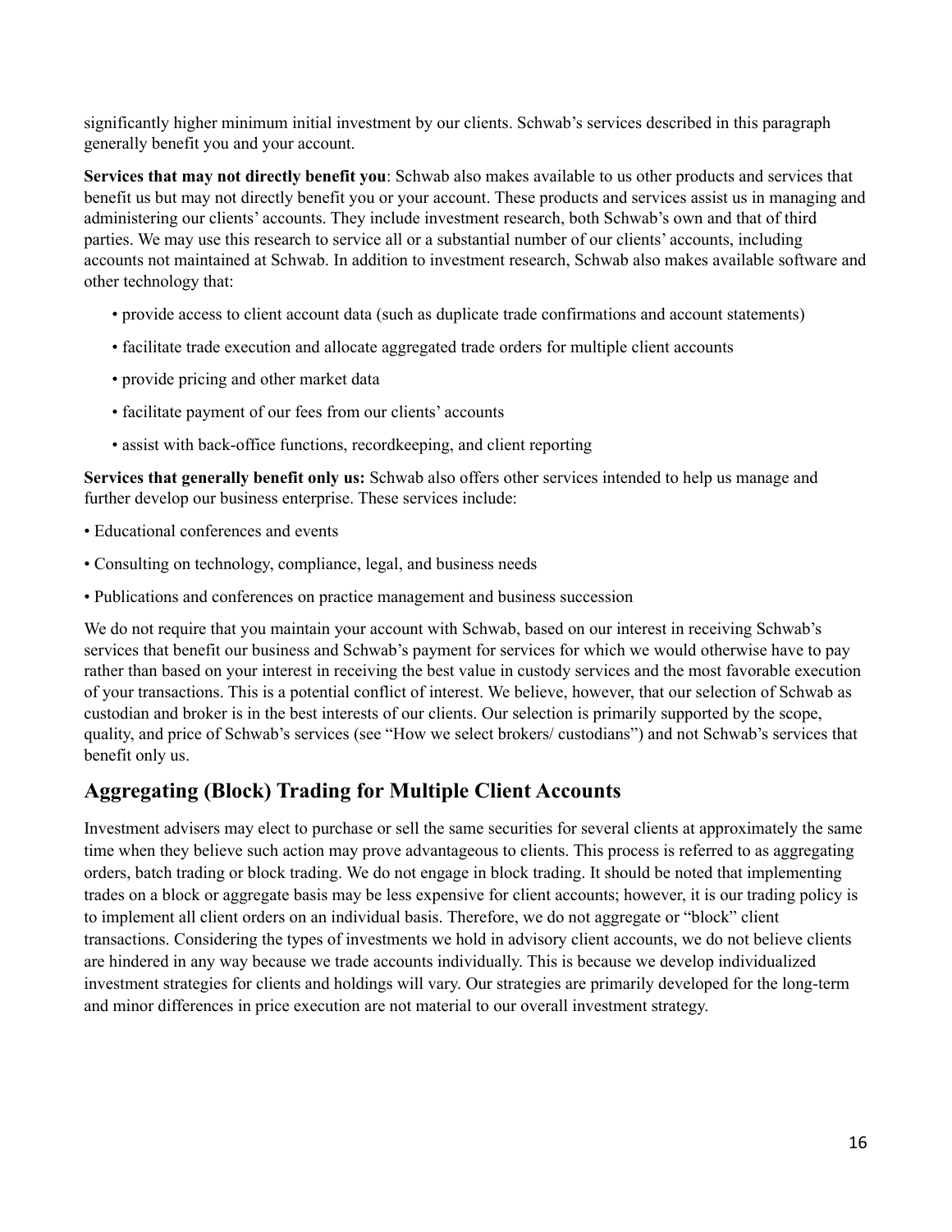significantly higher minimum initial investment by our clients. Schwab's services described in this paragraph generally benefit you and your account.

**Services that may not directly benefit you**: Schwab also makes available to us other products and services that benefit us but may not directly benefit you or your account. These products and services assist us in managing and administering our clients' accounts. They include investment research, both Schwab's own and that of third parties. We may use this research to service all or a substantial number of our clients' accounts, including accounts not maintained at Schwab. In addition to investment research, Schwab also makes available software and other technology that:

- provide access to client account data (such as duplicate trade confirmations and account statements)
- facilitate trade execution and allocate aggregated trade orders for multiple client accounts
- provide pricing and other market data
- facilitate payment of our fees from our clients' accounts
- assist with back-office functions, recordkeeping, and client reporting

**Services that generally benefit only us:** Schwab also offers other services intended to help us manage and further develop our business enterprise. These services include:

- Educational conferences and events
- Consulting on technology, compliance, legal, and business needs
- Publications and conferences on practice management and business succession

We do not require that you maintain your account with Schwab, based on our interest in receiving Schwab's services that benefit our business and Schwab's payment for services for which we would otherwise have to pay rather than based on your interest in receiving the best value in custody services and the most favorable execution of your transactions. This is a potential conflict of interest. We believe, however, that our selection of Schwab as custodian and broker is in the best interests of our clients. Our selection is primarily supported by the scope, quality, and price of Schwab's services (see "How we select brokers/ custodians") and not Schwab's services that benefit only us.

## Aggregating (Block) Trading for Multiple Client Accounts

Investment advisers may elect to purchase or sell the same securities for several clients at approximately the same time when they believe such action may prove advantageous to clients. This process is referred to as aggregating orders, batch trading or block trading. We do not engage in block trading. It should be noted that implementing trades on a block or aggregate basis may be less expensive for client accounts; however, it is our trading policy is to implement all client orders on an individual basis. Therefore, we do not aggregate or "block" client transactions. Considering the types of investments we hold in advisory client accounts, we do not believe clients are hindered in any way because we trade accounts individually. This is because we develop individualized investment strategies for clients and holdings will vary. Our strategies are primarily developed for the long-term and minor differences in price execution are not material to our overall investment strategy.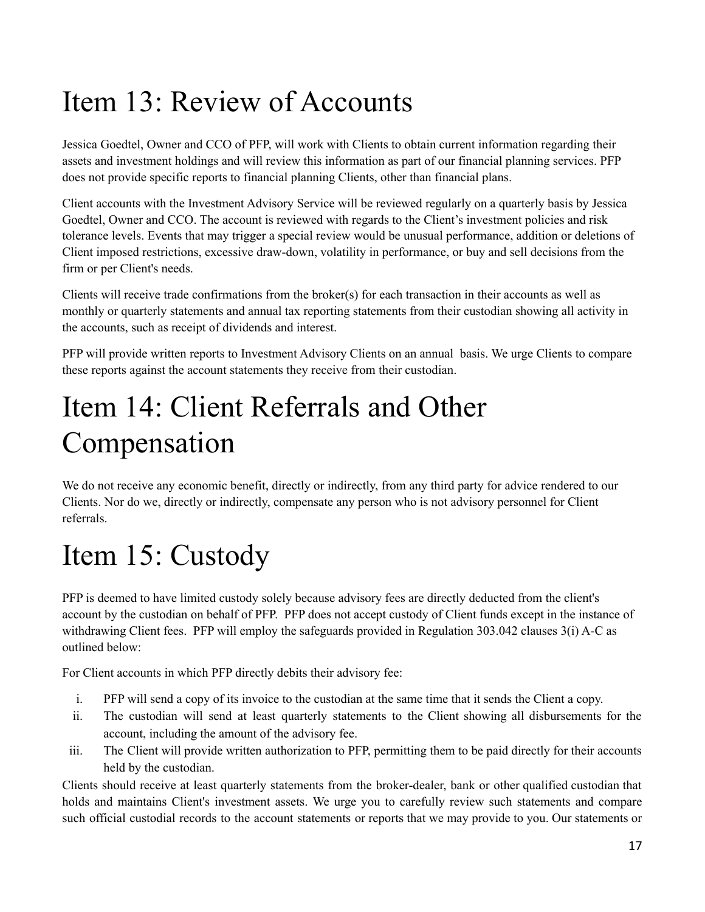# Item 13: Review of Accounts

Jessica Goedtel, Owner and CCO of PFP, will work with Clients to obtain current information regarding their assets and investment holdings and will review this information as part of our financial planning services. PFP does not provide specific reports to financial planning Clients, other than financial plans.

Client accounts with the Investment Advisory Service will be reviewed regularly on a quarterly basis by Jessica Goedtel, Owner and CCO. The account is reviewed with regards to the Client's investment policies and risk tolerance levels. Events that may trigger a special review would be unusual performance, addition or deletions of Client imposed restrictions, excessive draw-down, volatility in performance, or buy and sell decisions from the firm or per Client's needs.

Clients will receive trade confirmations from the broker(s) for each transaction in their accounts as well as monthly or quarterly statements and annual tax reporting statements from their custodian showing all activity in the accounts, such as receipt of dividends and interest.

PFP will provide written reports to Investment Advisory Clients on an annual basis. We urge Clients to compare these reports against the account statements they receive from their custodian.

# Item 14: Client Referrals and Other Compensation

We do not receive any economic benefit, directly or indirectly, from any third party for advice rendered to our Clients. Nor do we, directly or indirectly, compensate any person who is not advisory personnel for Client referrals.

# Item 15: Custody

PFP is deemed to have limited custody solely because advisory fees are directly deducted from the client's account by the custodian on behalf of PFP. PFP does not accept custody of Client funds except in the instance of withdrawing Client fees. PFP will employ the safeguards provided in Regulation 303.042 clauses 3(i) A-C as outlined below:

For Client accounts in which PFP directly debits their advisory fee:

i. PFP will send a copy of its invoice to the custodian at the same time that it sends the Client a copy.
ii. The custodian will send at least quarterly statements to the Client showing all disbursements for the account, including the amount of the advisory fee.
iii. The Client will provide written authorization to PFP, permitting them to be paid directly for their accounts held by the custodian.

Clients should receive at least quarterly statements from the broker-dealer, bank or other qualified custodian that holds and maintains Client's investment assets. We urge you to carefully review such statements and compare such official custodial records to the account statements or reports that we may provide to you. Our statements or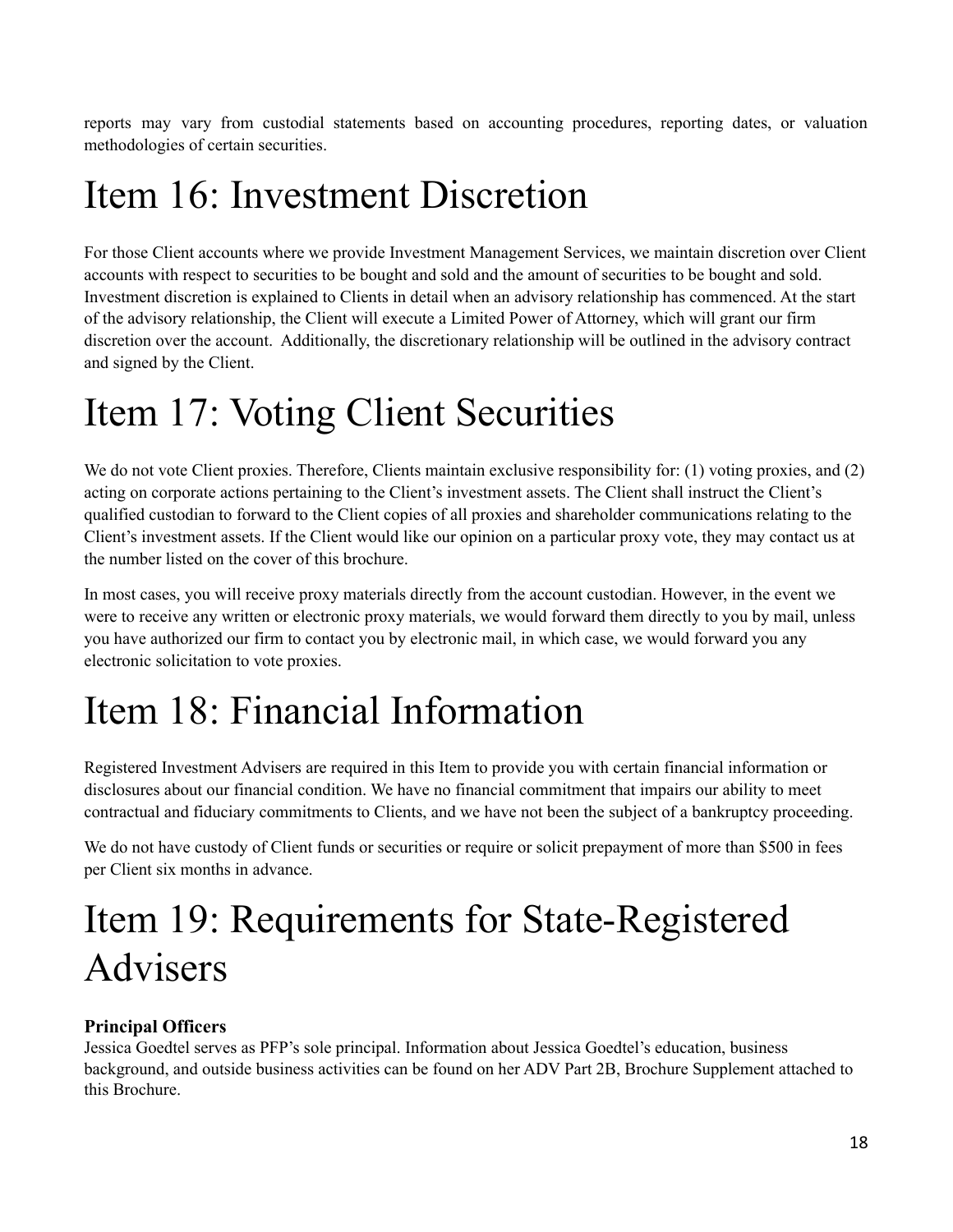reports may vary from custodial statements based on accounting procedures, reporting dates, or valuation methodologies of certain securities.

# Item 16: Investment Discretion

For those Client accounts where we provide Investment Management Services, we maintain discretion over Client accounts with respect to securities to be bought and sold and the amount of securities to be bought and sold. Investment discretion is explained to Clients in detail when an advisory relationship has commenced. At the start of the advisory relationship, the Client will execute a Limited Power of Attorney, which will grant our firm discretion over the account. Additionally, the discretionary relationship will be outlined in the advisory contract and signed by the Client.

# Item 17: Voting Client Securities

We do not vote Client proxies. Therefore, Clients maintain exclusive responsibility for: (1) voting proxies, and (2) acting on corporate actions pertaining to the Client's investment assets. The Client shall instruct the Client's qualified custodian to forward to the Client copies of all proxies and shareholder communications relating to the Client's investment assets. If the Client would like our opinion on a particular proxy vote, they may contact us at the number listed on the cover of this brochure.

In most cases, you will receive proxy materials directly from the account custodian. However, in the event we were to receive any written or electronic proxy materials, we would forward them directly to you by mail, unless you have authorized our firm to contact you by electronic mail, in which case, we would forward you any electronic solicitation to vote proxies.

# Item 18: Financial Information

Registered Investment Advisers are required in this Item to provide you with certain financial information or disclosures about our financial condition. We have no financial commitment that impairs our ability to meet contractual and fiduciary commitments to Clients, and we have not been the subject of a bankruptcy proceeding.

We do not have custody of Client funds or securities or require or solicit prepayment of more than $500 in fees per Client six months in advance.

# Item 19: Requirements for State-Registered Advisers

**Principal Officers**
Jessica Goedtel serves as PFP's sole principal. Information about Jessica Goedtel's education, business background, and outside business activities can be found on her ADV Part 2B, Brochure Supplement attached to this Brochure.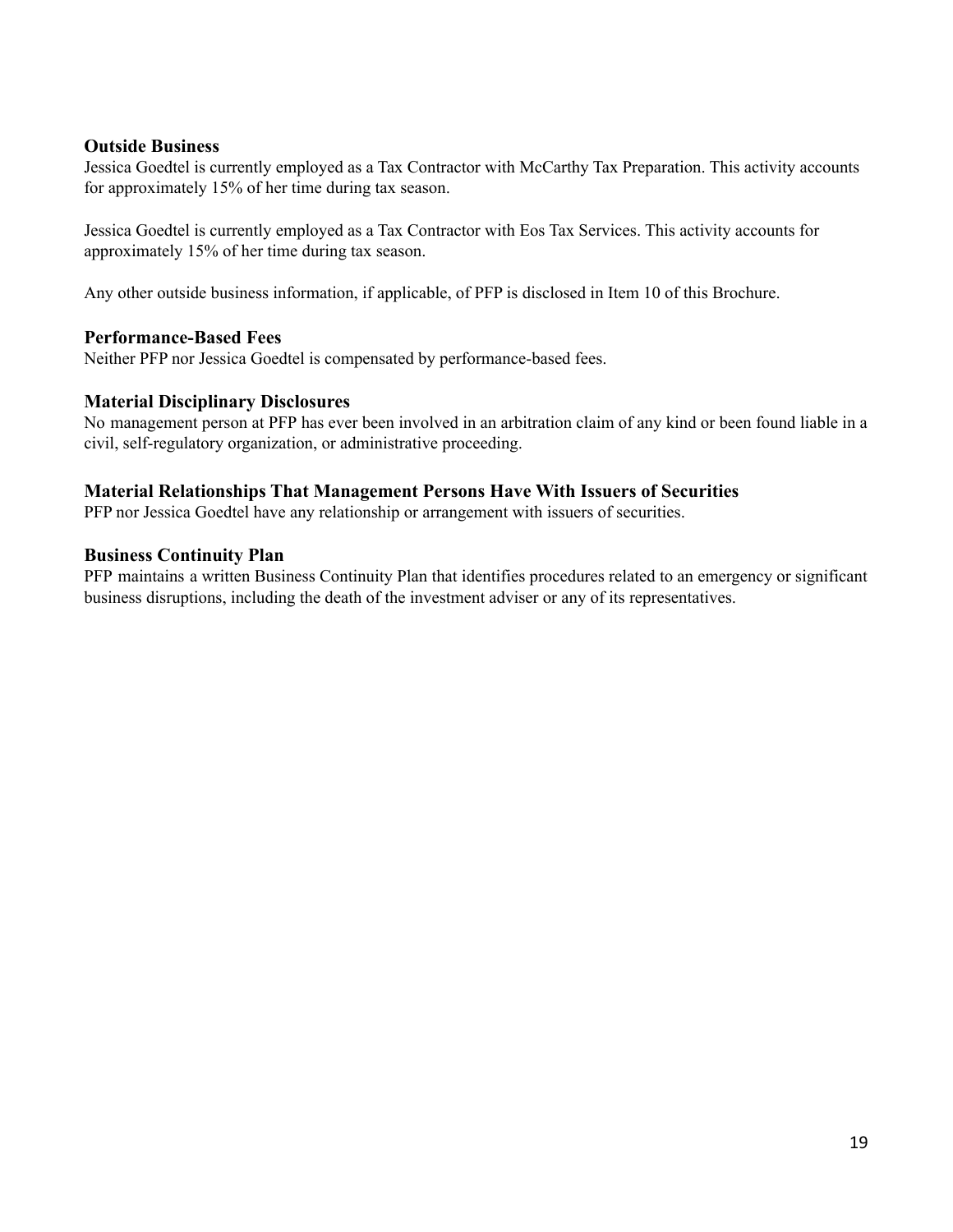### Outside Business

Jessica Goedtel is currently employed as a Tax Contractor with McCarthy Tax Preparation. This activity accounts for approximately 15% of her time during tax season.

Jessica Goedtel is currently employed as a Tax Contractor with Eos Tax Services. This activity accounts for approximately 15% of her time during tax season.

Any other outside business information, if applicable, of PFP is disclosed in Item 10 of this Brochure.

### Performance-Based Fees

Neither PFP nor Jessica Goedtel is compensated by performance-based fees.

### Material Disciplinary Disclosures

No management person at PFP has ever been involved in an arbitration claim of any kind or been found liable in a civil, self-regulatory organization, or administrative proceeding.

### Material Relationships That Management Persons Have With Issuers of Securities

PFP nor Jessica Goedtel have any relationship or arrangement with issuers of securities.

### Business Continuity Plan

PFP maintains a written Business Continuity Plan that identifies procedures related to an emergency or significant business disruptions, including the death of the investment adviser or any of its representatives.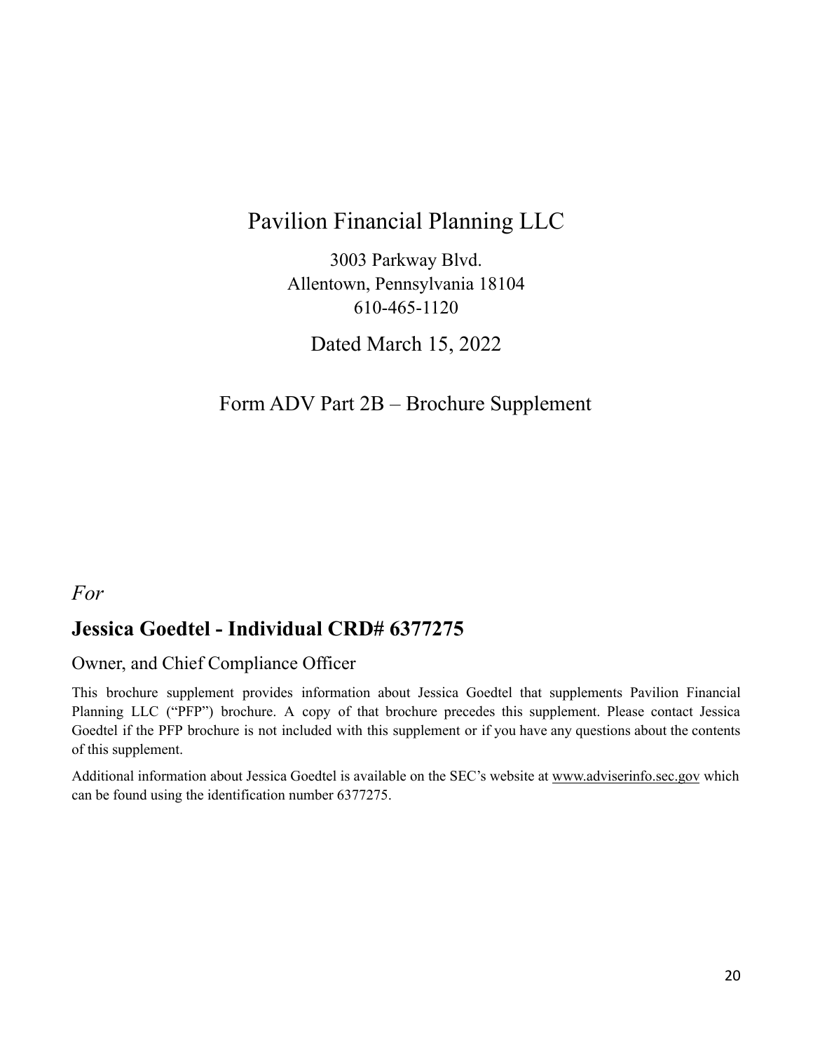# Pavilion Financial Planning LLC

3003 Parkway Blvd.
Allentown, Pennsylvania 18104
610-465-1120

Dated March 15, 2022

## Form ADV Part 2B – Brochure Supplement

*For*

## Jessica Goedtel - Individual CRD# 6377275

Owner, and Chief Compliance Officer

This brochure supplement provides information about Jessica Goedtel that supplements Pavilion Financial Planning LLC ("PFP") brochure. A copy of that brochure precedes this supplement. Please contact Jessica Goedtel if the PFP brochure is not included with this supplement or if you have any questions about the contents of this supplement.

Additional information about Jessica Goedtel is available on the SEC's website at www.adviserinfo.sec.gov which can be found using the identification number 6377275.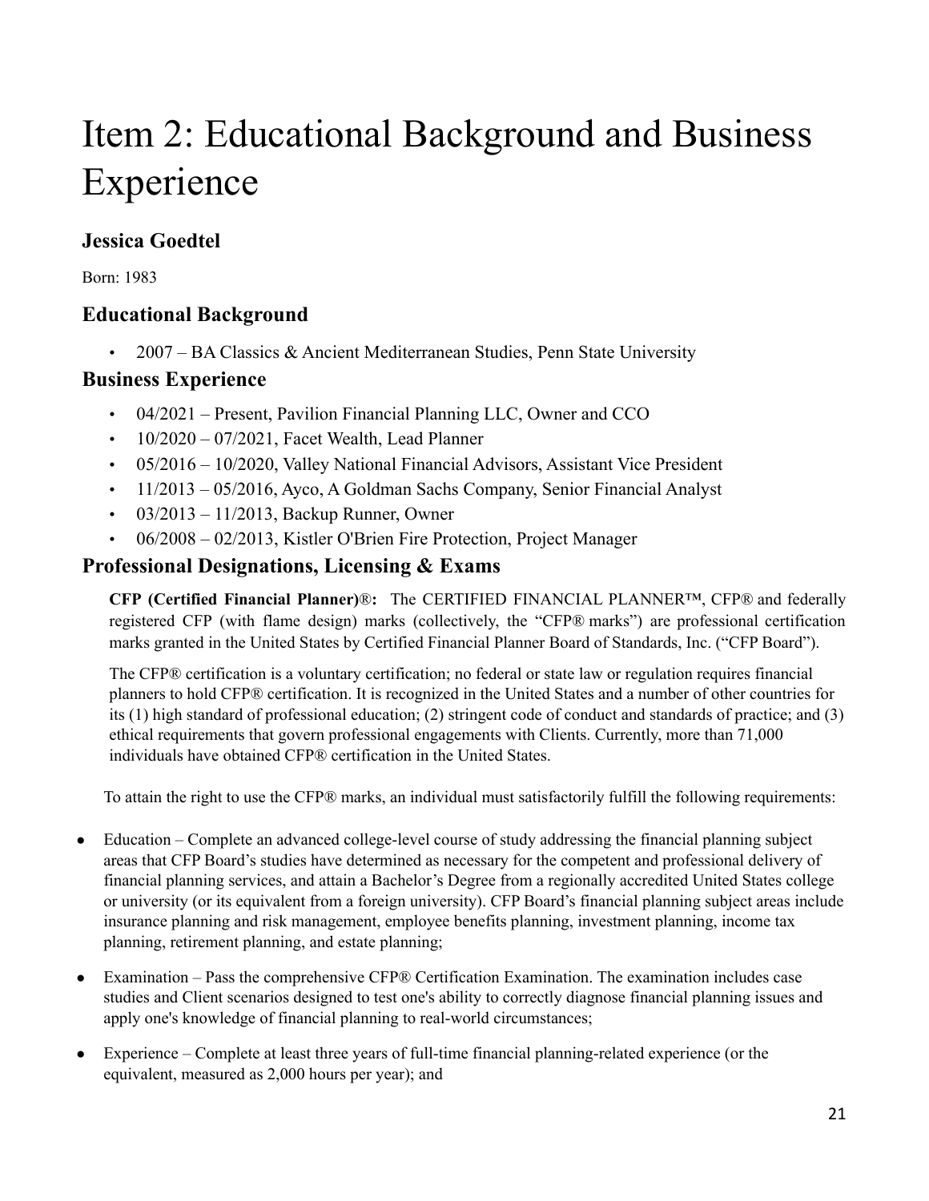# Item 2: Educational Background and Business Experience

## Jessica Goedtel

Born: 1983

### Educational Background

- 2007 – BA Classics & Ancient Mediterranean Studies, Penn State University

### Business Experience

- 04/2021 – Present, Pavilion Financial Planning LLC, Owner and CCO
- 10/2020 – 07/2021, Facet Wealth, Lead Planner
- 05/2016 – 10/2020, Valley National Financial Advisors, Assistant Vice President
- 11/2013 – 05/2016, Ayco, A Goldman Sachs Company, Senior Financial Analyst
- 03/2013 – 11/2013, Backup Runner, Owner
- 06/2008 – 02/2013, Kistler O'Brien Fire Protection, Project Manager

### Professional Designations, Licensing & Exams

**CFP (Certified Financial Planner)®:** The CERTIFIED FINANCIAL PLANNER™, CFP® and federally registered CFP (with flame design) marks (collectively, the "CFP® marks") are professional certification marks granted in the United States by Certified Financial Planner Board of Standards, Inc. ("CFP Board").

The CFP® certification is a voluntary certification; no federal or state law or regulation requires financial planners to hold CFP® certification. It is recognized in the United States and a number of other countries for its (1) high standard of professional education; (2) stringent code of conduct and standards of practice; and (3) ethical requirements that govern professional engagements with Clients. Currently, more than 71,000 individuals have obtained CFP® certification in the United States.

To attain the right to use the CFP® marks, an individual must satisfactorily fulfill the following requirements:

- Education – Complete an advanced college-level course of study addressing the financial planning subject areas that CFP Board's studies have determined as necessary for the competent and professional delivery of financial planning services, and attain a Bachelor's Degree from a regionally accredited United States college or university (or its equivalent from a foreign university). CFP Board's financial planning subject areas include insurance planning and risk management, employee benefits planning, investment planning, income tax planning, retirement planning, and estate planning;

- Examination – Pass the comprehensive CFP® Certification Examination. The examination includes case studies and Client scenarios designed to test one's ability to correctly diagnose financial planning issues and apply one's knowledge of financial planning to real-world circumstances;

- Experience – Complete at least three years of full-time financial planning-related experience (or the equivalent, measured as 2,000 hours per year); and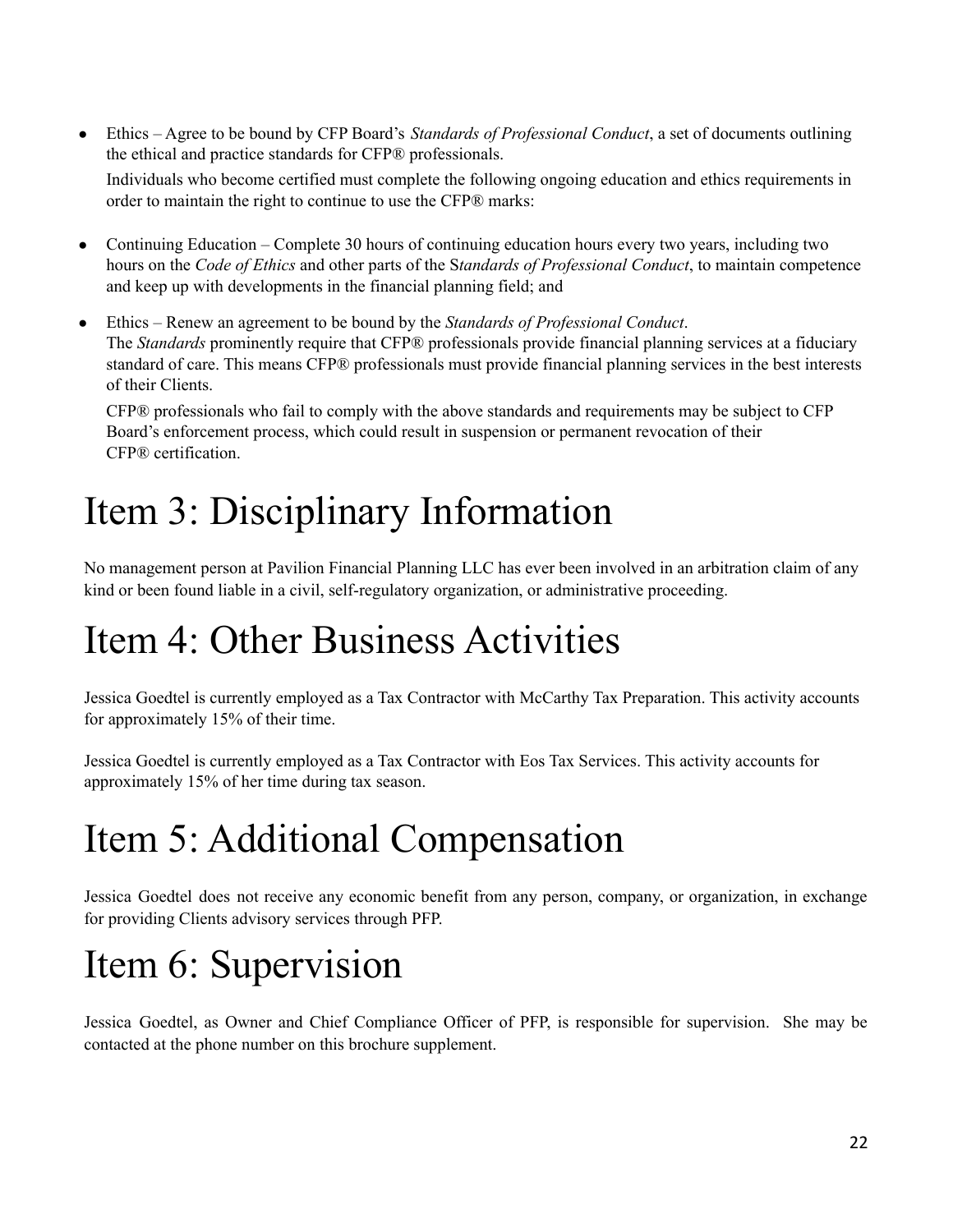- Ethics – Agree to be bound by CFP Board's *Standards of Professional Conduct*, a set of documents outlining the ethical and practice standards for CFP® professionals.

  Individuals who become certified must complete the following ongoing education and ethics requirements in order to maintain the right to continue to use the CFP® marks:

- Continuing Education – Complete 30 hours of continuing education hours every two years, including two hours on the *Code of Ethics* and other parts of the S*tandards of Professional Conduct*, to maintain competence and keep up with developments in the financial planning field; and

- Ethics – Renew an agreement to be bound by the *Standards of Professional Conduct*.
  The *Standards* prominently require that CFP® professionals provide financial planning services at a fiduciary standard of care. This means CFP® professionals must provide financial planning services in the best interests of their Clients.

  CFP® professionals who fail to comply with the above standards and requirements may be subject to CFP Board's enforcement process, which could result in suspension or permanent revocation of their CFP® certification.

# Item 3: Disciplinary Information

No management person at Pavilion Financial Planning LLC has ever been involved in an arbitration claim of any kind or been found liable in a civil, self-regulatory organization, or administrative proceeding.

# Item 4: Other Business Activities

Jessica Goedtel is currently employed as a Tax Contractor with McCarthy Tax Preparation. This activity accounts for approximately 15% of their time.

Jessica Goedtel is currently employed as a Tax Contractor with Eos Tax Services. This activity accounts for approximately 15% of her time during tax season.

# Item 5: Additional Compensation

Jessica Goedtel does not receive any economic benefit from any person, company, or organization, in exchange for providing Clients advisory services through PFP.

# Item 6: Supervision

Jessica Goedtel, as Owner and Chief Compliance Officer of PFP, is responsible for supervision. She may be contacted at the phone number on this brochure supplement.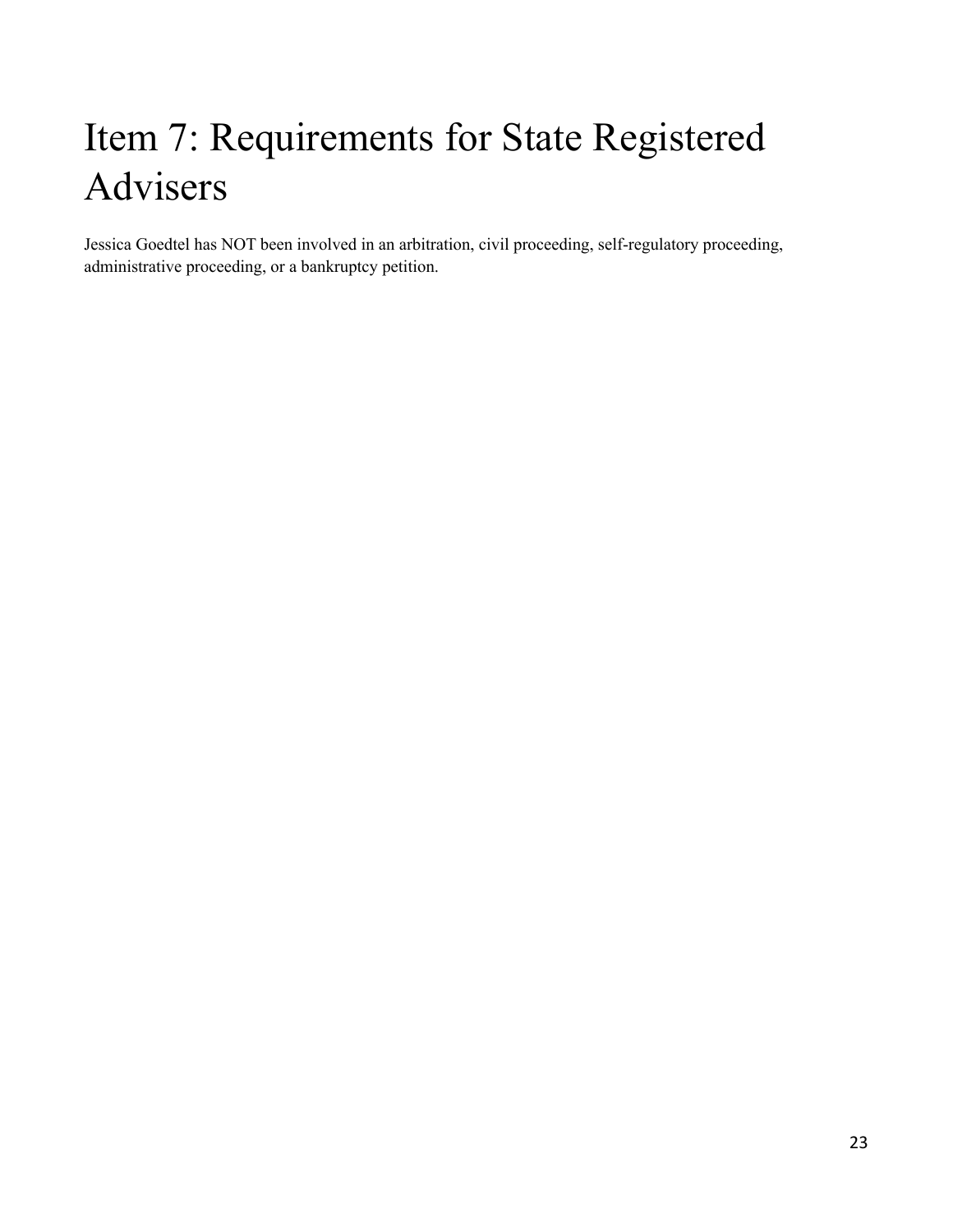# Item 7: Requirements for State Registered Advisers

Jessica Goedtel has NOT been involved in an arbitration, civil proceeding, self-regulatory proceeding, administrative proceeding, or a bankruptcy petition.